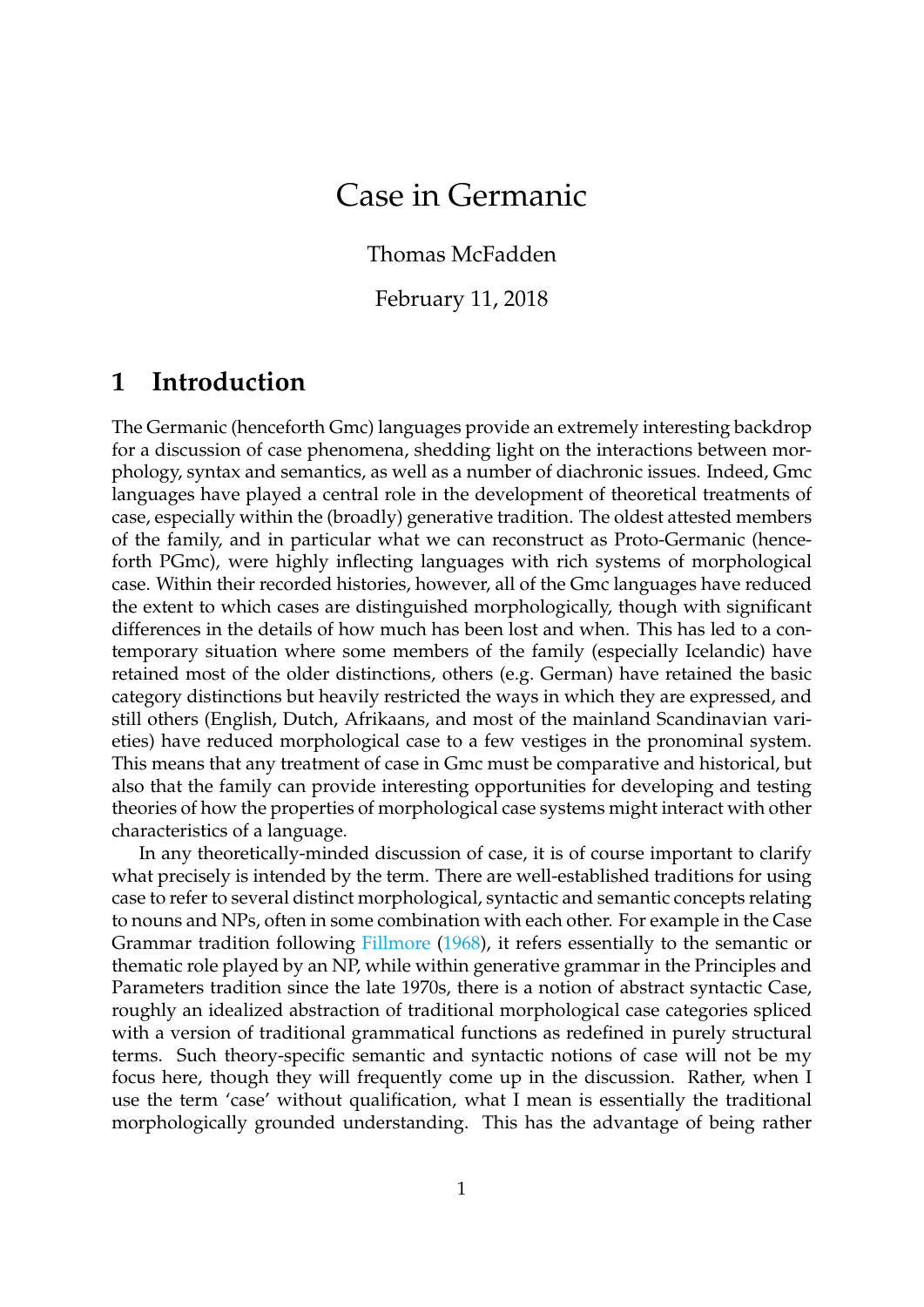# Case in Germanic

Thomas McFadden

February 11, 2018

## 1 Introduction

The Germanic (henceforth Gmc) languages provide an extremely interesting backdrop for a discussion of case phenomena, shedding light on the interactions between morphology, syntax and semantics, as well as a number of diachronic issues. Indeed, Gmc languages have played a central role in the development of theoretical treatments of case, especially within the (broadly) generative tradition. The oldest attested members of the family, and in particular what we can reconstruct as Proto-Germanic (henceforth PGmc), were highly inflecting languages with rich systems of morphological case. Within their recorded histories, however, all of the Gmc languages have reduced the extent to which cases are distinguished morphologically, though with significant differences in the details of how much has been lost and when. This has led to a contemporary situation where some members of the family (especially Icelandic) have retained most of the older distinctions, others (e.g. German) have retained the basic category distinctions but heavily restricted the ways in which they are expressed, and still others (English, Dutch, Afrikaans, and most of the mainland Scandinavian varieties) have reduced morphological case to a few vestiges in the pronominal system. This means that any treatment of case in Gmc must be comparative and historical, but also that the family can provide interesting opportunities for developing and testing theories of how the properties of morphological case systems might interact with other characteristics of a language.

In any theoretically-minded discussion of case, it is of course important to clarify what precisely is intended by the term. There are well-established traditions for using case to refer to several distinct morphological, syntactic and semantic concepts relating to nouns and NPs, often in some combination with each other. For example in the Case Grammar tradition following Fillmore (1968), it refers essentially to the semantic or thematic role played by an NP, while within generative grammar in the Principles and Parameters tradition since the late 1970s, there is a notion of abstract syntactic Case, roughly an idealized abstraction of traditional morphological case categories spliced with a version of traditional grammatical functions as redefined in purely structural terms. Such theory-specific semantic and syntactic notions of case will not be my focus here, though they will frequently come up in the discussion. Rather, when I use the term 'case' without qualification, what I mean is essentially the traditional morphologically grounded understanding. This has the advantage of being rather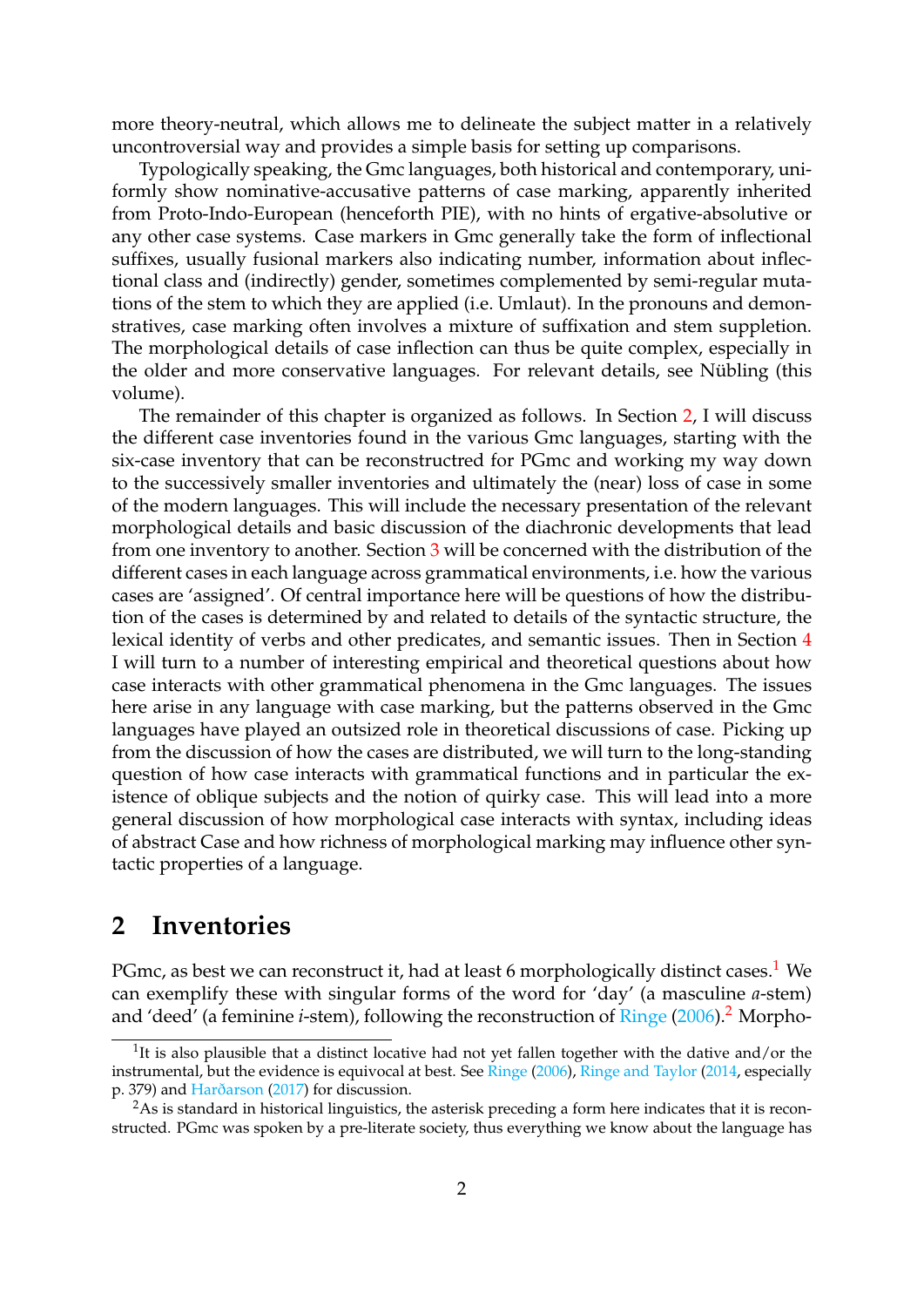more theory-neutral, which allows me to delineate the subject matter in a relatively uncontroversial way and provides a simple basis for setting up comparisons.

Typologically speaking, the Gmc languages, both historical and contemporary, uniformly show nominative-accusative patterns of case marking, apparently inherited from Proto-Indo-European (henceforth PIE), with no hints of ergative-absolutive or any other case systems. Case markers in Gmc generally take the form of inflectional suffixes, usually fusional markers also indicating number, information about inflectional class and (indirectly) gender, sometimes complemented by semi-regular mutations of the stem to which they are applied (i.e. Umlaut). In the pronouns and demonstratives, case marking often involves a mixture of suffixation and stem suppletion. The morphological details of case inflection can thus be quite complex, especially in the older and more conservative languages. For relevant details, see Nübling (this volume).

The remainder of this chapter is organized as follows. In Section 2, I will discuss the different case inventories found in the various Gmc languages, starting with the six-case inventory that can be reconstructred for PGmc and working my way down to the successively smaller inventories and ultimately the (near) loss of case in some of the modern languages. This will include the necessary presentation of the relevant morphological details and basic discussion of the diachronic developments that lead from one inventory to another. Section 3 will be concerned with the distribution of the different cases in each language across grammatical environments, i.e. how the various cases are 'assigned'. Of central importance here will be questions of how the distribution of the cases is determined by and related to details of the syntactic structure, the lexical identity of verbs and other predicates, and semantic issues. Then in Section 4 I will turn to a number of interesting empirical and theoretical questions about how case interacts with other grammatical phenomena in the Gmc languages. The issues here arise in any language with case marking, but the patterns observed in the Gmc languages have played an outsized role in theoretical discussions of case. Picking up from the discussion of how the cases are distributed, we will turn to the long-standing question of how case interacts with grammatical functions and in particular the existence of oblique subjects and the notion of quirky case. This will lead into a more general discussion of how morphological case interacts with syntax, including ideas of abstract Case and how richness of morphological marking may influence other syntactic properties of a language.

## 2 Inventories

PGmc, as best we can reconstruct it, had at least 6 morphologically distinct cases.[1] We can exemplify these with singular forms of the word for 'day' (a masculine *a*-stem) and 'deed' (a feminine *i*-stem), following the reconstruction of Ringe (2006).[2] Morpho-

[1] It is also plausible that a distinct locative had not yet fallen together with the dative and/or the instrumental, but the evidence is equivocal at best. See Ringe (2006), Ringe and Taylor (2014, especially p. 379) and Harðarson (2017) for discussion.

[2] As is standard in historical linguistics, the asterisk preceding a form here indicates that it is reconstructed. PGmc was spoken by a pre-literate society, thus everything we know about the language has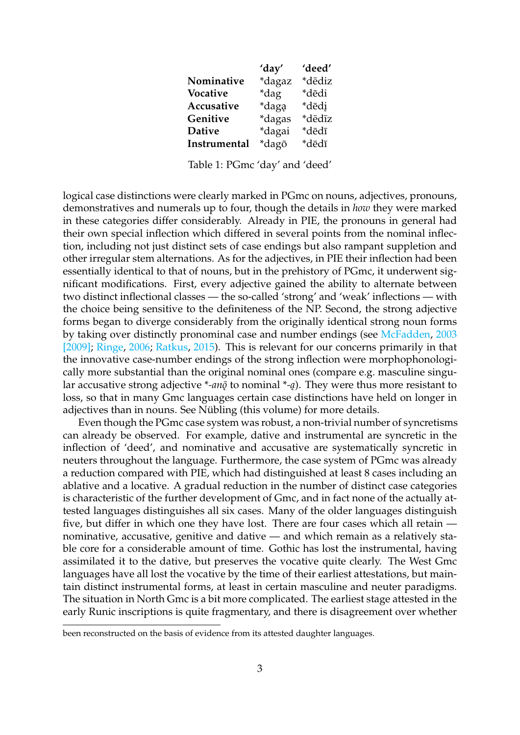| | 'day' | 'deed' |
|---|---|---|
| **Nominative** | *dagaz | *dēdiz |
| **Vocative** | *dag | *dēdi |
| **Accusative** | *dagą | *dēdį |
| **Genitive** | *dagas | *dēdīz |
| **Dative** | *dagai | *dēdī |
| **Instrumental** | *dagō | *dēdī |

Table 1: PGmc 'day' and 'deed'

logical case distinctions were clearly marked in PGmc on nouns, adjectives, pronouns, demonstratives and numerals up to four, though the details in *how* they were marked in these categories differ considerably. Already in PIE, the pronouns in general had their own special inflection which differed in several points from the nominal inflection, including not just distinct sets of case endings but also rampant suppletion and other irregular stem alternations. As for the adjectives, in PIE their inflection had been essentially identical to that of nouns, but in the prehistory of PGmc, it underwent significant modifications. First, every adjective gained the ability to alternate between two distinct inflectional classes — the so-called 'strong' and 'weak' inflections — with the choice being sensitive to the definiteness of the NP. Second, the strong adjective forms began to diverge considerably from the originally identical strong noun forms by taking over distinctly pronominal case and number endings (see McFadden, 2003 [2009]; Ringe, 2006; Ratkus, 2015). This is relevant for our concerns primarily in that the innovative case-number endings of the strong inflection were morphophonologically more substantial than the original nominal ones (compare e.g. masculine singular accusative strong adjective *\*-anǭ* to nominal *\*-ą*). They were thus more resistant to loss, so that in many Gmc languages certain case distinctions have held on longer in adjectives than in nouns. See Nübling (this volume) for more details.

Even though the PGmc case system was robust, a non-trivial number of syncretisms can already be observed. For example, dative and instrumental are syncretic in the inflection of 'deed', and nominative and accusative are systematically syncretic in neuters throughout the language. Furthermore, the case system of PGmc was already a reduction compared with PIE, which had distinguished at least 8 cases including an ablative and a locative. A gradual reduction in the number of distinct case categories is characteristic of the further development of Gmc, and in fact none of the actually attested languages distinguishes all six cases. Many of the older languages distinguish five, but differ in which one they have lost. There are four cases which all retain — nominative, accusative, genitive and dative — and which remain as a relatively stable core for a considerable amount of time. Gothic has lost the instrumental, having assimilated it to the dative, but preserves the vocative quite clearly. The West Gmc languages have all lost the vocative by the time of their earliest attestations, but maintain distinct instrumental forms, at least in certain masculine and neuter paradigms. The situation in North Gmc is a bit more complicated. The earliest stage attested in the early Runic inscriptions is quite fragmentary, and there is disagreement over whether

been reconstructed on the basis of evidence from its attested daughter languages.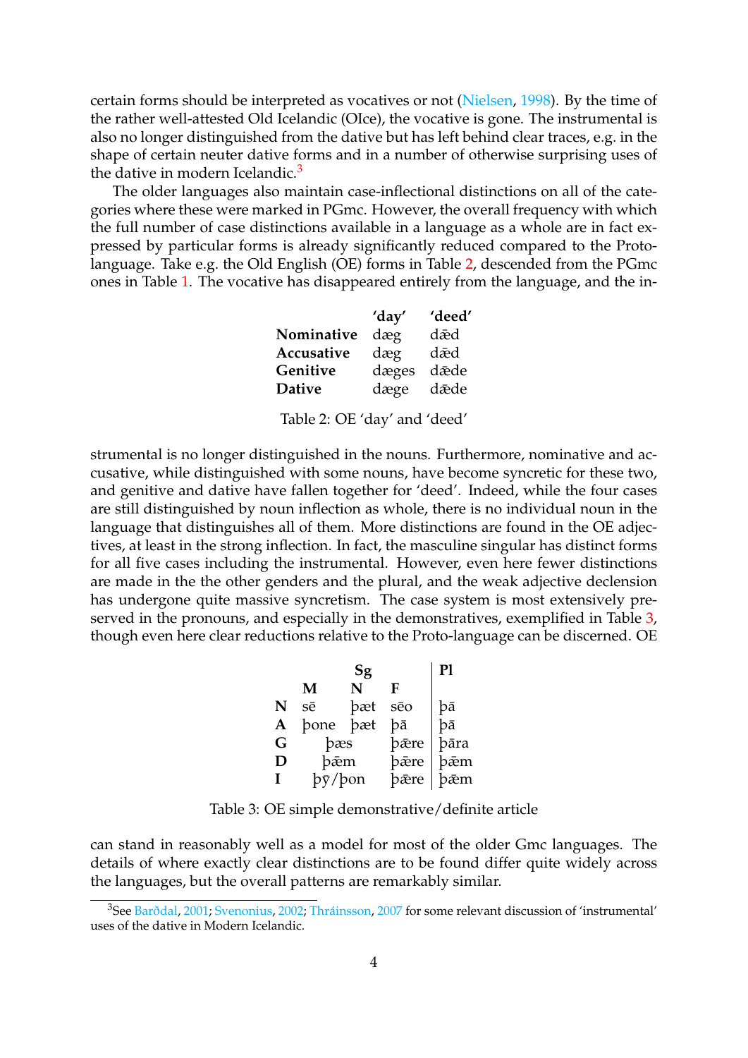certain forms should be interpreted as vocatives or not (Nielsen, 1998). By the time of the rather well-attested Old Icelandic (OIce), the vocative is gone. The instrumental is also no longer distinguished from the dative but has left behind clear traces, e.g. in the shape of certain neuter dative forms and in a number of otherwise surprising uses of the dative in modern Icelandic.[3]

The older languages also maintain case-inflectional distinctions on all of the categories where these were marked in PGmc. However, the overall frequency with which the full number of case distinctions available in a language as a whole are in fact expressed by particular forms is already significantly reduced compared to the Proto-language. Take e.g. the Old English (OE) forms in Table 2, descended from the PGmc ones in Table 1. The vocative has disappeared entirely from the language, and the instrumental is no longer distinguished in the nouns. Furthermore, nominative and accusative, while distinguished with some nouns, have become syncretic for these two, and genitive and dative have fallen together for 'deed'. Indeed, while the four cases are still distinguished by noun inflection as whole, there is no individual noun in the language that distinguishes all of them. More distinctions are found in the OE adjectives, at least in the strong inflection. In fact, the masculine singular has distinct forms for all five cases including the instrumental. However, even here fewer distinctions are made in the the other genders and the plural, and the weak adjective declension has undergone quite massive syncretism. The case system is most extensively preserved in the pronouns, and especially in the demonstratives, exemplified in Table 3, though even here clear reductions relative to the Proto-language can be discerned. OE can stand in reasonably well as a model for most of the older Gmc languages. The details of where exactly clear distinctions are to be found differ quite widely across the languages, but the overall patterns are remarkably similar.

| | 'day' | 'deed' |
|---|---|---|
| **Nominative** | dæg | dǣd |
| **Accusative** | dæg | dǣd |
| **Genitive** | dæges | dǣde |
| **Dative** | dæge | dǣde |

Table 2: OE 'day' and 'deed'

| | **Sg** | | | **Pl** |
|---|---|---|---|---|
| | **M** | **N** | **F** | |
| **N** | sē | þæt | sēo | þā |
| **A** | þone | þæt | þā | þā |
| **G** | þæs | | þǣre | þāra |
| **D** | þǣm | | þǣre | þǣm |
| **I** | þȳ/þon | | þǣre | þǣm |

Table 3: OE simple demonstrative/definite article

[3] See Barðdal, 2001; Svenonius, 2002; Thráinsson, 2007 for some relevant discussion of 'instrumental' uses of the dative in Modern Icelandic.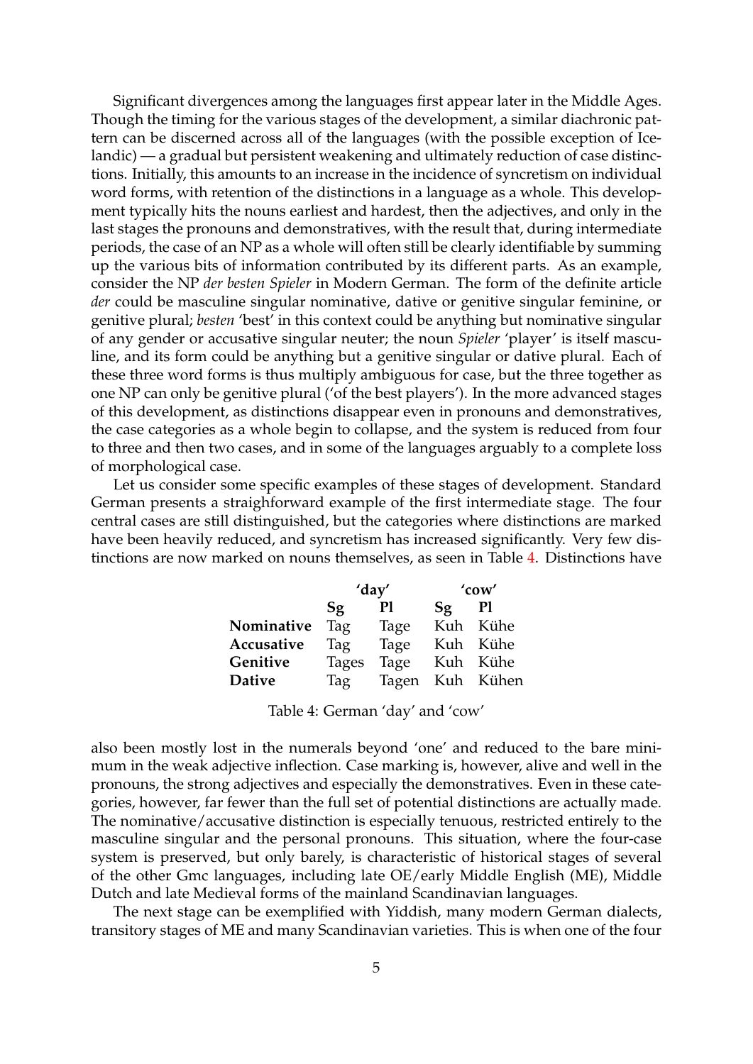Significant divergences among the languages first appear later in the Middle Ages. Though the timing for the various stages of the development, a similar diachronic pattern can be discerned across all of the languages (with the possible exception of Icelandic) — a gradual but persistent weakening and ultimately reduction of case distinctions. Initially, this amounts to an increase in the incidence of syncretism on individual word forms, with retention of the distinctions in a language as a whole. This development typically hits the nouns earliest and hardest, then the adjectives, and only in the last stages the pronouns and demonstratives, with the result that, during intermediate periods, the case of an NP as a whole will often still be clearly identifiable by summing up the various bits of information contributed by its different parts. As an example, consider the NP *der besten Spieler* in Modern German. The form of the definite article *der* could be masculine singular nominative, dative or genitive singular feminine, or genitive plural; *besten* 'best' in this context could be anything but nominative singular of any gender or accusative singular neuter; the noun *Spieler* 'player' is itself masculine, and its form could be anything but a genitive singular or dative plural. Each of these three word forms is thus multiply ambiguous for case, but the three together as one NP can only be genitive plural ('of the best players'). In the more advanced stages of this development, as distinctions disappear even in pronouns and demonstratives, the case categories as a whole begin to collapse, and the system is reduced from four to three and then two cases, and in some of the languages arguably to a complete loss of morphological case.

Let us consider some specific examples of these stages of development. Standard German presents a straighforward example of the first intermediate stage. The four central cases are still distinguished, but the categories where distinctions are marked have been heavily reduced, and syncretism has increased significantly. Very few distinctions are now marked on nouns themselves, as seen in Table 4. Distinctions have

| | 'day' | | 'cow' | |
|---|---|---|---|---|
| | **Sg** | **Pl** | **Sg** | **Pl** |
| **Nominative** | Tag | Tage | Kuh | Kühe |
| **Accusative** | Tag | Tage | Kuh | Kühe |
| **Genitive** | Tages | Tage | Kuh | Kühe |
| **Dative** | Tag | Tagen | Kuh | Kühen |

Table 4: German 'day' and 'cow'

also been mostly lost in the numerals beyond 'one' and reduced to the bare minimum in the weak adjective inflection. Case marking is, however, alive and well in the pronouns, the strong adjectives and especially the demonstratives. Even in these categories, however, far fewer than the full set of potential distinctions are actually made. The nominative/accusative distinction is especially tenuous, restricted entirely to the masculine singular and the personal pronouns. This situation, where the four-case system is preserved, but only barely, is characteristic of historical stages of several of the other Gmc languages, including late OE/early Middle English (ME), Middle Dutch and late Medieval forms of the mainland Scandinavian languages.

The next stage can be exemplified with Yiddish, many modern German dialects, transitory stages of ME and many Scandinavian varieties. This is when one of the four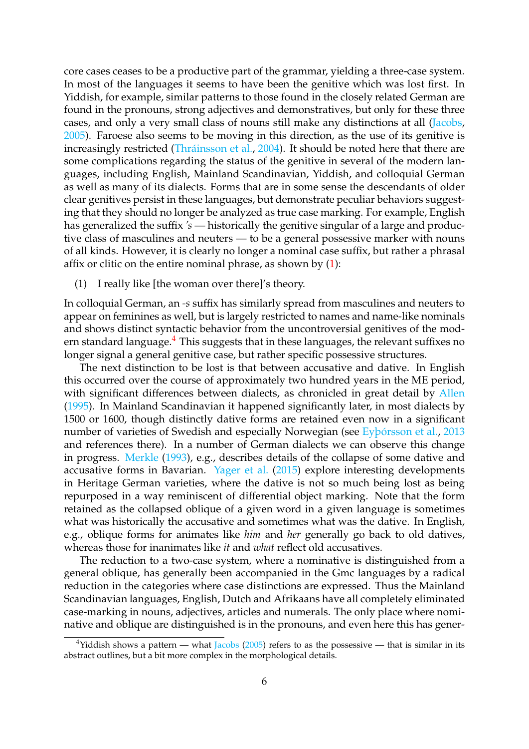core cases ceases to be a productive part of the grammar, yielding a three-case system. In most of the languages it seems to have been the genitive which was lost first. In Yiddish, for example, similar patterns to those found in the closely related German are found in the pronouns, strong adjectives and demonstratives, but only for these three cases, and only a very small class of nouns still make any distinctions at all (Jacobs, 2005). Faroese also seems to be moving in this direction, as the use of its genitive is increasingly restricted (Thráinsson et al., 2004). It should be noted here that there are some complications regarding the status of the genitive in several of the modern languages, including English, Mainland Scandinavian, Yiddish, and colloquial German as well as many of its dialects. Forms that are in some sense the descendants of older clear genitives persist in these languages, but demonstrate peculiar behaviors suggesting that they should no longer be analyzed as true case marking. For example, English has generalized the suffix *'s* — historically the genitive singular of a large and productive class of masculines and neuters — to be a general possessive marker with nouns of all kinds. However, it is clearly no longer a nominal case suffix, but rather a phrasal affix or clitic on the entire nominal phrase, as shown by (1):

(1) I really like [the woman over there]'s theory.

In colloquial German, an *-s* suffix has similarly spread from masculines and neuters to appear on feminines as well, but is largely restricted to names and name-like nominals and shows distinct syntactic behavior from the uncontroversial genitives of the modern standard language.[4] This suggests that in these languages, the relevant suffixes no longer signal a general genitive case, but rather specific possessive structures.

The next distinction to be lost is that between accusative and dative. In English this occurred over the course of approximately two hundred years in the ME period, with significant differences between dialects, as chronicled in great detail by Allen (1995). In Mainland Scandinavian it happened significantly later, in most dialects by 1500 or 1600, though distinctly dative forms are retained even now in a significant number of varieties of Swedish and especially Norwegian (see Eyþórsson et al., 2013 and references there). In a number of German dialects we can observe this change in progress. Merkle (1993), e.g., describes details of the collapse of some dative and accusative forms in Bavarian. Yager et al. (2015) explore interesting developments in Heritage German varieties, where the dative is not so much being lost as being repurposed in a way reminiscent of differential object marking. Note that the form retained as the collapsed oblique of a given word in a given language is sometimes what was historically the accusative and sometimes what was the dative. In English, e.g., oblique forms for animates like *him* and *her* generally go back to old datives, whereas those for inanimates like *it* and *what* reflect old accusatives.

The reduction to a two-case system, where a nominative is distinguished from a general oblique, has generally been accompanied in the Gmc languages by a radical reduction in the categories where case distinctions are expressed. Thus the Mainland Scandinavian languages, English, Dutch and Afrikaans have all completely eliminated case-marking in nouns, adjectives, articles and numerals. The only place where nominative and oblique are distinguished is in the pronouns, and even here this has gener-

[4] Yiddish shows a pattern — what Jacobs (2005) refers to as the possessive — that is similar in its abstract outlines, but a bit more complex in the morphological details.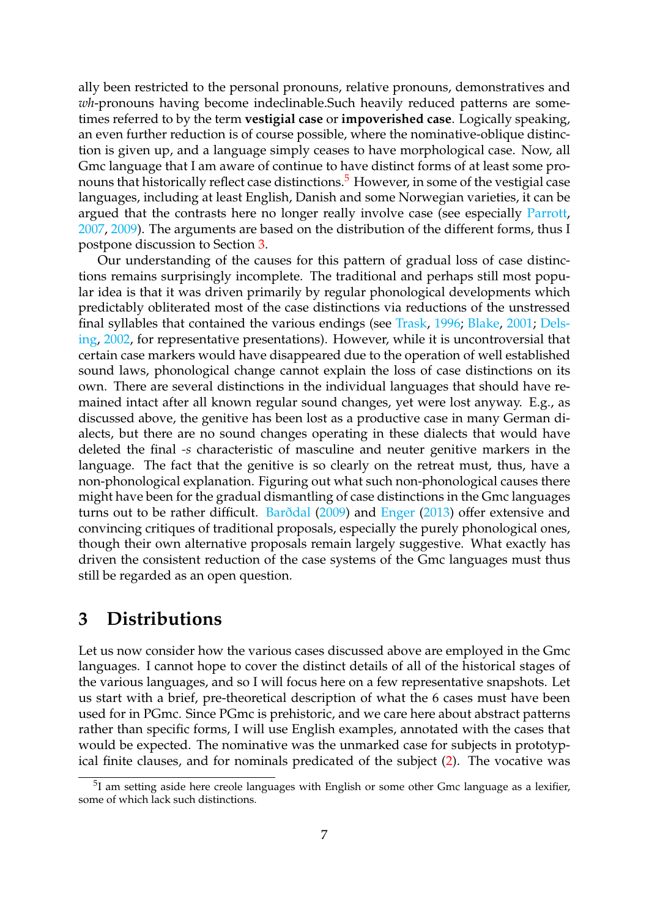ally been restricted to the personal pronouns, relative pronouns, demonstratives and *wh*-pronouns having become indeclinable.Such heavily reduced patterns are sometimes referred to by the term **vestigial case** or **impoverished case**. Logically speaking, an even further reduction is of course possible, where the nominative-oblique distinction is given up, and a language simply ceases to have morphological case. Now, all Gmc language that I am aware of continue to have distinct forms of at least some pronouns that historically reflect case distinctions.[5] However, in some of the vestigial case languages, including at least English, Danish and some Norwegian varieties, it can be argued that the contrasts here no longer really involve case (see especially Parrott, 2007, 2009). The arguments are based on the distribution of the different forms, thus I postpone discussion to Section 3.

Our understanding of the causes for this pattern of gradual loss of case distinctions remains surprisingly incomplete. The traditional and perhaps still most popular idea is that it was driven primarily by regular phonological developments which predictably obliterated most of the case distinctions via reductions of the unstressed final syllables that contained the various endings (see Trask, 1996; Blake, 2001; Delsing, 2002, for representative presentations). However, while it is uncontroversial that certain case markers would have disappeared due to the operation of well established sound laws, phonological change cannot explain the loss of case distinctions on its own. There are several distinctions in the individual languages that should have remained intact after all known regular sound changes, yet were lost anyway. E.g., as discussed above, the genitive has been lost as a productive case in many German dialects, but there are no sound changes operating in these dialects that would have deleted the final *-s* characteristic of masculine and neuter genitive markers in the language. The fact that the genitive is so clearly on the retreat must, thus, have a non-phonological explanation. Figuring out what such non-phonological causes there might have been for the gradual dismantling of case distinctions in the Gmc languages turns out to be rather difficult. Barðdal (2009) and Enger (2013) offer extensive and convincing critiques of traditional proposals, especially the purely phonological ones, though their own alternative proposals remain largely suggestive. What exactly has driven the consistent reduction of the case systems of the Gmc languages must thus still be regarded as an open question.

## 3 Distributions

Let us now consider how the various cases discussed above are employed in the Gmc languages. I cannot hope to cover the distinct details of all of the historical stages of the various languages, and so I will focus here on a few representative snapshots. Let us start with a brief, pre-theoretical description of what the 6 cases must have been used for in PGmc. Since PGmc is prehistoric, and we care here about abstract patterns rather than specific forms, I will use English examples, annotated with the cases that would be expected. The nominative was the unmarked case for subjects in prototypical finite clauses, and for nominals predicated of the subject (2). The vocative was

[5] I am setting aside here creole languages with English or some other Gmc language as a lexifier, some of which lack such distinctions.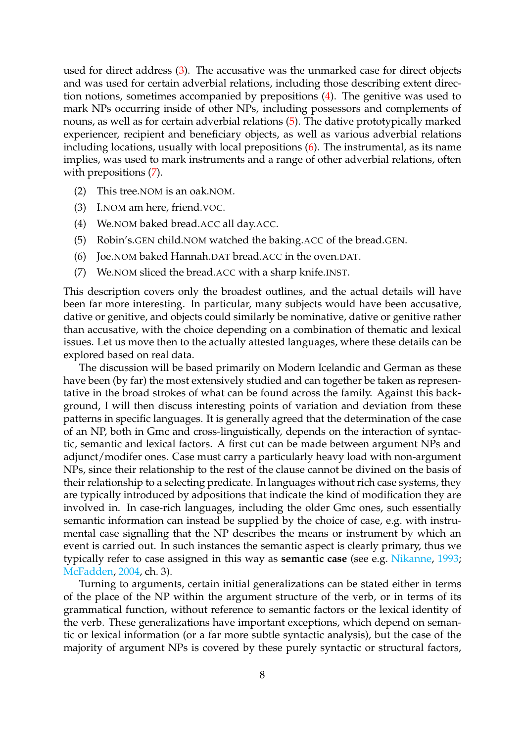used for direct address (3). The accusative was the unmarked case for direct objects and was used for certain adverbial relations, including those describing extent direction notions, sometimes accompanied by prepositions (4). The genitive was used to mark NPs occurring inside of other NPs, including possessors and complements of nouns, as well as for certain adverbial relations (5). The dative prototypically marked experiencer, recipient and beneficiary objects, as well as various adverbial relations including locations, usually with local prepositions (6). The instrumental, as its name implies, was used to mark instruments and a range of other adverbial relations, often with prepositions (7).

(2) This tree.NOM is an oak.NOM.

(3) I.NOM am here, friend.VOC.

(4) We.NOM baked bread.ACC all day.ACC.

(5) Robin's.GEN child.NOM watched the baking.ACC of the bread.GEN.

(6) Joe.NOM baked Hannah.DAT bread.ACC in the oven.DAT.

(7) We.NOM sliced the bread.ACC with a sharp knife.INST.

This description covers only the broadest outlines, and the actual details will have been far more interesting. In particular, many subjects would have been accusative, dative or genitive, and objects could similarly be nominative, dative or genitive rather than accusative, with the choice depending on a combination of thematic and lexical issues. Let us move then to the actually attested languages, where these details can be explored based on real data.

The discussion will be based primarily on Modern Icelandic and German as these have been (by far) the most extensively studied and can together be taken as representative in the broad strokes of what can be found across the family. Against this background, I will then discuss interesting points of variation and deviation from these patterns in specific languages. It is generally agreed that the determination of the case of an NP, both in Gmc and cross-linguistically, depends on the interaction of syntactic, semantic and lexical factors. A first cut can be made between argument NPs and adjunct/modifer ones. Case must carry a particularly heavy load with non-argument NPs, since their relationship to the rest of the clause cannot be divined on the basis of their relationship to a selecting predicate. In languages without rich case systems, they are typically introduced by adpositions that indicate the kind of modification they are involved in. In case-rich languages, including the older Gmc ones, such essentially semantic information can instead be supplied by the choice of case, e.g. with instrumental case signalling that the NP describes the means or instrument by which an event is carried out. In such instances the semantic aspect is clearly primary, thus we typically refer to case assigned in this way as **semantic case** (see e.g. Nikanne, 1993; McFadden, 2004, ch. 3).

Turning to arguments, certain initial generalizations can be stated either in terms of the place of the NP within the argument structure of the verb, or in terms of its grammatical function, without reference to semantic factors or the lexical identity of the verb. These generalizations have important exceptions, which depend on semantic or lexical information (or a far more subtle syntactic analysis), but the case of the majority of argument NPs is covered by these purely syntactic or structural factors,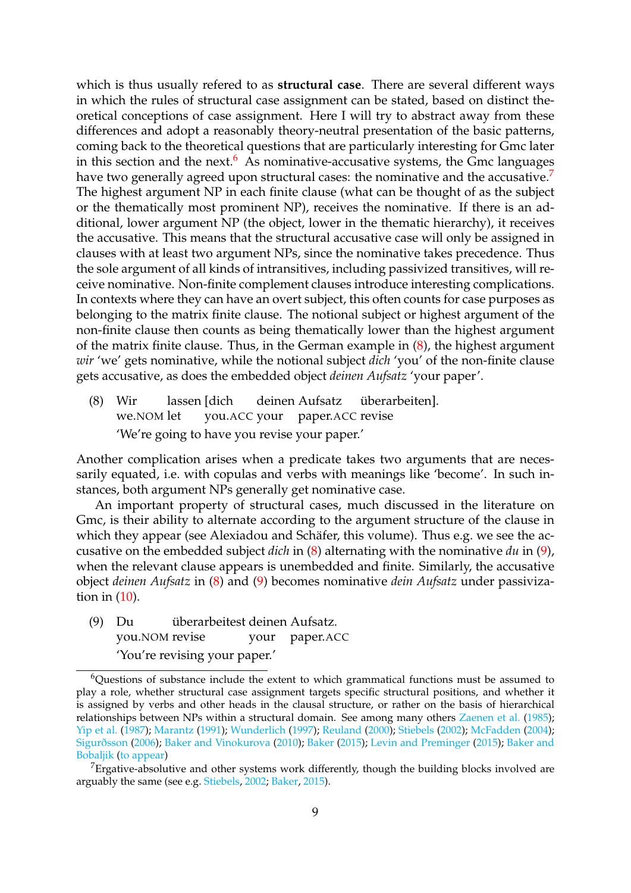which is thus usually refered to as **structural case**. There are several different ways in which the rules of structural case assignment can be stated, based on distinct theoretical conceptions of case assignment. Here I will try to abstract away from these differences and adopt a reasonably theory-neutral presentation of the basic patterns, coming back to the theoretical questions that are particularly interesting for Gmc later in this section and the next.[6] As nominative-accusative systems, the Gmc languages have two generally agreed upon structural cases: the nominative and the accusative.[7] The highest argument NP in each finite clause (what can be thought of as the subject or the thematically most prominent NP), receives the nominative. If there is an additional, lower argument NP (the object, lower in the thematic hierarchy), it receives the accusative. This means that the structural accusative case will only be assigned in clauses with at least two argument NPs, since the nominative takes precedence. Thus the sole argument of all kinds of intransitives, including passivized transitives, will receive nominative. Non-finite complement clauses introduce interesting complications. In contexts where they can have an overt subject, this often counts for case purposes as belonging to the matrix finite clause. The notional subject or highest argument of the non-finite clause then counts as being thematically lower than the highest argument of the matrix finite clause. Thus, in the German example in (8), the highest argument *wir* 'we' gets nominative, while the notional subject *dich* 'you' of the non-finite clause gets accusative, as does the embedded object *deinen Aufsatz* 'your paper'.

(8) Wir lassen [dich deinen Aufsatz überarbeiten].
 we.NOM let you.ACC your paper.ACC revise
 'We're going to have you revise your paper.'

Another complication arises when a predicate takes two arguments that are necessarily equated, i.e. with copulas and verbs with meanings like 'become'. In such instances, both argument NPs generally get nominative case.

An important property of structural cases, much discussed in the literature on Gmc, is their ability to alternate according to the argument structure of the clause in which they appear (see Alexiadou and Schäfer, this volume). Thus e.g. we see the accusative on the embedded subject *dich* in (8) alternating with the nominative *du* in (9), when the relevant clause appears is unembedded and finite. Similarly, the accusative object *deinen Aufsatz* in (8) and (9) becomes nominative *dein Aufsatz* under passivization in (10).

(9) Du überarbeitest deinen Aufsatz.
 you.NOM revise your paper.ACC
 'You're revising your paper.'

---

[6] Questions of substance include the extent to which grammatical functions must be assumed to play a role, whether structural case assignment targets specific structural positions, and whether it is assigned by verbs and other heads in the clausal structure, or rather on the basis of hierarchical relationships between NPs within a structural domain. See among many others Zaenen et al. (1985); Yip et al. (1987); Marantz (1991); Wunderlich (1997); Reuland (2000); Stiebels (2002); McFadden (2004); Sigurðsson (2006); Baker and Vinokurova (2010); Baker (2015); Levin and Preminger (2015); Baker and Bobaljik (to appear)

[7] Ergative-absolutive and other systems work differently, though the building blocks involved are arguably the same (see e.g. Stiebels, 2002; Baker, 2015).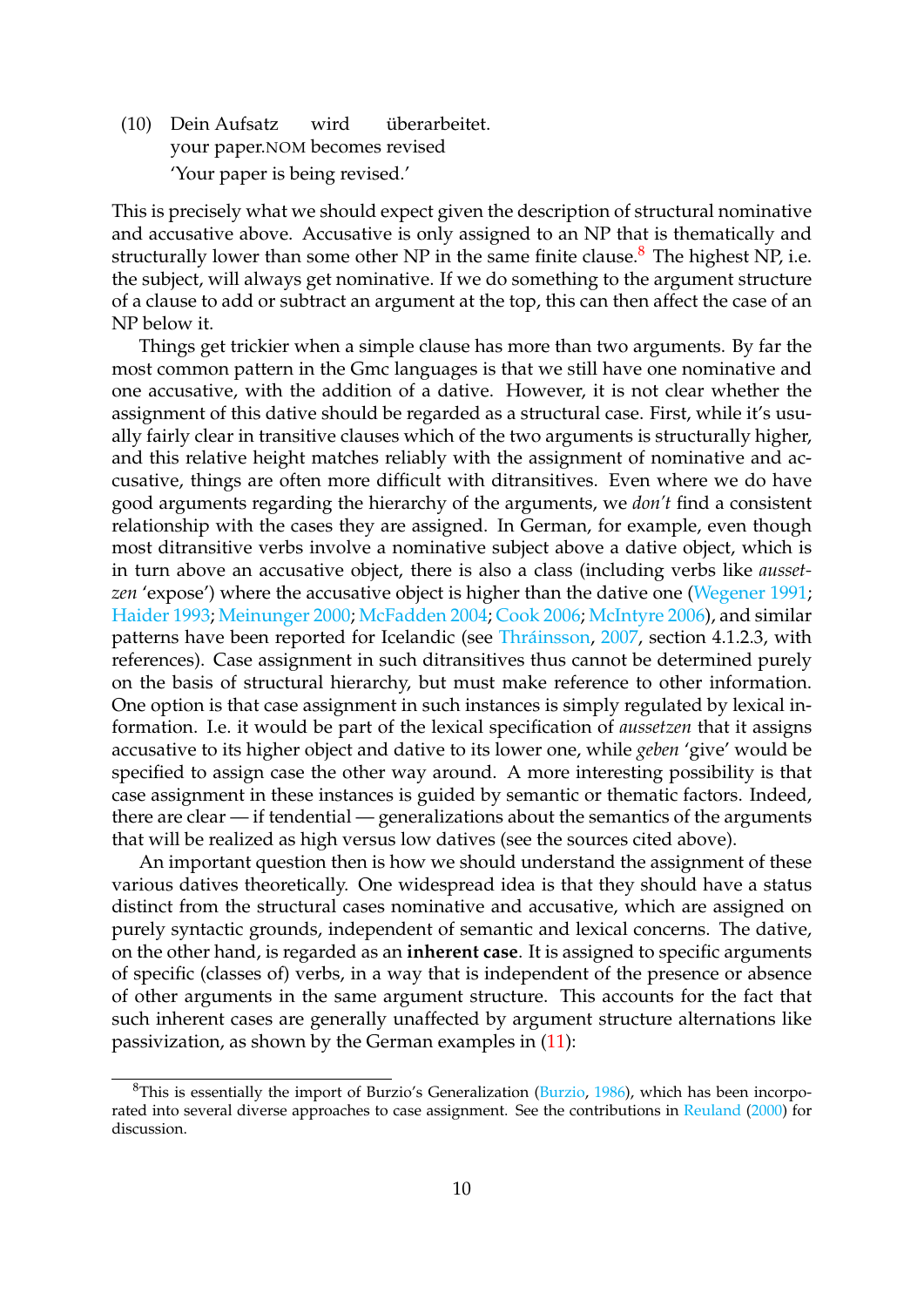(10) Dein Aufsatz wird überarbeitet.
your paper.NOM becomes revised
'Your paper is being revised.'

This is precisely what we should expect given the description of structural nominative and accusative above. Accusative is only assigned to an NP that is thematically and structurally lower than some other NP in the same finite clause.[8] The highest NP, i.e. the subject, will always get nominative. If we do something to the argument structure of a clause to add or subtract an argument at the top, this can then affect the case of an NP below it.

Things get trickier when a simple clause has more than two arguments. By far the most common pattern in the Gmc languages is that we still have one nominative and one accusative, with the addition of a dative. However, it is not clear whether the assignment of this dative should be regarded as a structural case. First, while it's usually fairly clear in transitive clauses which of the two arguments is structurally higher, and this relative height matches reliably with the assignment of nominative and accusative, things are often more difficult with ditransitives. Even where we do have good arguments regarding the hierarchy of the arguments, we *don't* find a consistent relationship with the cases they are assigned. In German, for example, even though most ditransitive verbs involve a nominative subject above a dative object, which is in turn above an accusative object, there is also a class (including verbs like *aussetzen* 'expose') where the accusative object is higher than the dative one (Wegener 1991; Haider 1993; Meinunger 2000; McFadden 2004; Cook 2006; McIntyre 2006), and similar patterns have been reported for Icelandic (see Thráinsson, 2007, section 4.1.2.3, with references). Case assignment in such ditransitives thus cannot be determined purely on the basis of structural hierarchy, but must make reference to other information. One option is that case assignment in such instances is simply regulated by lexical information. I.e. it would be part of the lexical specification of *aussetzen* that it assigns accusative to its higher object and dative to its lower one, while *geben* 'give' would be specified to assign case the other way around. A more interesting possibility is that case assignment in these instances is guided by semantic or thematic factors. Indeed, there are clear — if tendential — generalizations about the semantics of the arguments that will be realized as high versus low datives (see the sources cited above).

An important question then is how we should understand the assignment of these various datives theoretically. One widespread idea is that they should have a status distinct from the structural cases nominative and accusative, which are assigned on purely syntactic grounds, independent of semantic and lexical concerns. The dative, on the other hand, is regarded as an **inherent case**. It is assigned to specific arguments of specific (classes of) verbs, in a way that is independent of the presence or absence of other arguments in the same argument structure. This accounts for the fact that such inherent cases are generally unaffected by argument structure alternations like passivization, as shown by the German examples in (11):

[8] This is essentially the import of Burzio's Generalization (Burzio, 1986), which has been incorporated into several diverse approaches to case assignment. See the contributions in Reuland (2000) for discussion.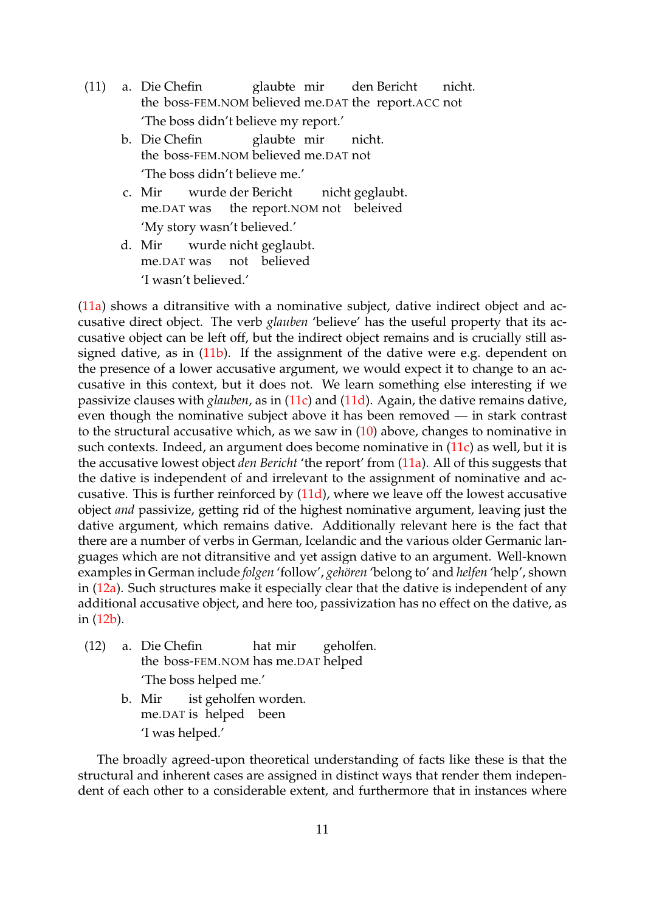(11) a. Die Chefin glaubte mir den Bericht nicht.
   the boss-FEM.NOM believed me.DAT the report.ACC not
   'The boss didn't believe my report.'

  b. Die Chefin glaubte mir nicht.
   the boss-FEM.NOM believed me.DAT not
   'The boss didn't believe me.'

  c. Mir wurde der Bericht nicht geglaubt.
   me.DAT was the report.NOM not beleived
   'My story wasn't believed.'

  d. Mir wurde nicht geglaubt.
   me.DAT was not believed
   'I wasn't believed.'

(11a) shows a ditransitive with a nominative subject, dative indirect object and accusative direct object. The verb *glauben* 'believe' has the useful property that its accusative object can be left off, but the indirect object remains and is crucially still assigned dative, as in (11b). If the assignment of the dative were e.g. dependent on the presence of a lower accusative argument, we would expect it to change to an accusative in this context, but it does not. We learn something else interesting if we passivize clauses with *glauben*, as in (11c) and (11d). Again, the dative remains dative, even though the nominative subject above it has been removed — in stark contrast to the structural accusative which, as we saw in (10) above, changes to nominative in such contexts. Indeed, an argument does become nominative in (11c) as well, but it is the accusative lowest object *den Bericht* 'the report' from (11a). All of this suggests that the dative is independent of and irrelevant to the assignment of nominative and accusative. This is further reinforced by (11d), where we leave off the lowest accusative object *and* passivize, getting rid of the highest nominative argument, leaving just the dative argument, which remains dative. Additionally relevant here is the fact that there are a number of verbs in German, Icelandic and the various older Germanic languages which are not ditransitive and yet assign dative to an argument. Well-known examples in German include *folgen* 'follow', *gehören* 'belong to' and *helfen* 'help', shown in (12a). Such structures make it especially clear that the dative is independent of any additional accusative object, and here too, passivization has no effect on the dative, as in (12b).

(12) a. Die Chefin hat mir geholfen.
   the boss-FEM.NOM has me.DAT helped
   'The boss helped me.'

  b. Mir ist geholfen worden.
   me.DAT is helped been
   'I was helped.'

The broadly agreed-upon theoretical understanding of facts like these is that the structural and inherent cases are assigned in distinct ways that render them independent of each other to a considerable extent, and furthermore that in instances where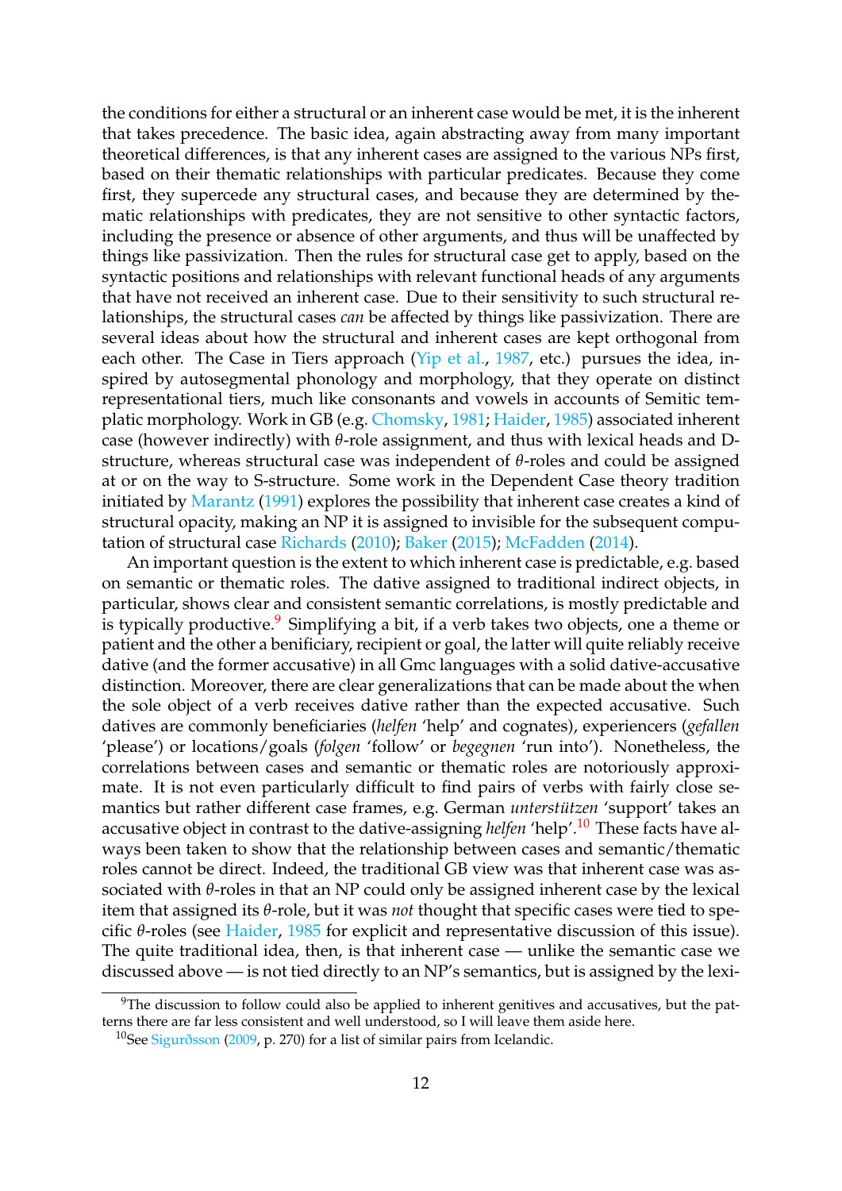the conditions for either a structural or an inherent case would be met, it is the inherent that takes precedence. The basic idea, again abstracting away from many important theoretical differences, is that any inherent cases are assigned to the various NPs first, based on their thematic relationships with particular predicates. Because they come first, they supercede any structural cases, and because they are determined by thematic relationships with predicates, they are not sensitive to other syntactic factors, including the presence or absence of other arguments, and thus will be unaffected by things like passivization. Then the rules for structural case get to apply, based on the syntactic positions and relationships with relevant functional heads of any arguments that have not received an inherent case. Due to their sensitivity to such structural relationships, the structural cases *can* be affected by things like passivization. There are several ideas about how the structural and inherent cases are kept orthogonal from each other. The Case in Tiers approach (Yip et al., 1987, etc.) pursues the idea, inspired by autosegmental phonology and morphology, that they operate on distinct representational tiers, much like consonants and vowels in accounts of Semitic templatic morphology. Work in GB (e.g. Chomsky, 1981; Haider, 1985) associated inherent case (however indirectly) with $\theta$-role assignment, and thus with lexical heads and D-structure, whereas structural case was independent of $\theta$-roles and could be assigned at or on the way to S-structure. Some work in the Dependent Case theory tradition initiated by Marantz (1991) explores the possibility that inherent case creates a kind of structural opacity, making an NP it is assigned to invisible for the subsequent computation of structural case Richards (2010); Baker (2015); McFadden (2014).

An important question is the extent to which inherent case is predictable, e.g. based on semantic or thematic roles. The dative assigned to traditional indirect objects, in particular, shows clear and consistent semantic correlations, is mostly predictable and is typically productive.[9] Simplifying a bit, if a verb takes two objects, one a theme or patient and the other a benificiary, recipient or goal, the latter will quite reliably receive dative (and the former accusative) in all Gmc languages with a solid dative-accusative distinction. Moreover, there are clear generalizations that can be made about the when the sole object of a verb receives dative rather than the expected accusative. Such datives are commonly beneficiaries (*helfen* 'help' and cognates), experiencers (*gefallen* 'please') or locations/goals (*folgen* 'follow' or *begegnen* 'run into'). Nonetheless, the correlations between cases and semantic or thematic roles are notoriously approximate. It is not even particularly difficult to find pairs of verbs with fairly close semantics but rather different case frames, e.g. German *unterstützen* 'support' takes an accusative object in contrast to the dative-assigning *helfen* 'help'.[10] These facts have always been taken to show that the relationship between cases and semantic/thematic roles cannot be direct. Indeed, the traditional GB view was that inherent case was associated with $\theta$-roles in that an NP could only be assigned inherent case by the lexical item that assigned its $\theta$-role, but it was *not* thought that specific cases were tied to specific $\theta$-roles (see Haider, 1985 for explicit and representative discussion of this issue). The quite traditional idea, then, is that inherent case — unlike the semantic case we discussed above — is not tied directly to an NP's semantics, but is assigned by the lexi-

[9]The discussion to follow could also be applied to inherent genitives and accusatives, but the patterns there are far less consistent and well understood, so I will leave them aside here.

[10]See Sigurðsson (2009, p. 270) for a list of similar pairs from Icelandic.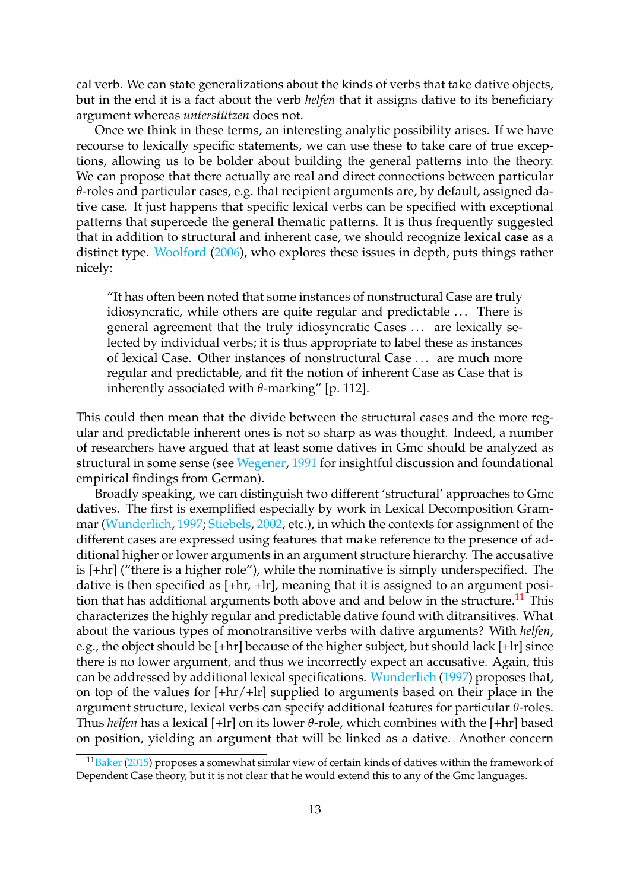cal verb. We can state generalizations about the kinds of verbs that take dative objects, but in the end it is a fact about the verb *helfen* that it assigns dative to its beneficiary argument whereas *unterstützen* does not.

Once we think in these terms, an interesting analytic possibility arises. If we have recourse to lexically specific statements, we can use these to take care of true exceptions, allowing us to be bolder about building the general patterns into the theory. We can propose that there actually are real and direct connections between particular $\theta$-roles and particular cases, e.g. that recipient arguments are, by default, assigned dative case. It just happens that specific lexical verbs can be specified with exceptional patterns that supercede the general thematic patterns. It is thus frequently suggested that in addition to structural and inherent case, we should recognize **lexical case** as a distinct type. Woolford (2006), who explores these issues in depth, puts things rather nicely:

> "It has often been noted that some instances of nonstructural Case are truly idiosyncratic, while others are quite regular and predictable ... There is general agreement that the truly idiosyncratic Cases ... are lexically selected by individual verbs; it is thus appropriate to label these as instances of lexical Case. Other instances of nonstructural Case ... are much more regular and predictable, and fit the notion of inherent Case as Case that is inherently associated with $\theta$-marking" [p. 112].

This could then mean that the divide between the structural cases and the more regular and predictable inherent ones is not so sharp as was thought. Indeed, a number of researchers have argued that at least some datives in Gmc should be analyzed as structural in some sense (see Wegener, 1991 for insightful discussion and foundational empirical findings from German).

Broadly speaking, we can distinguish two different 'structural' approaches to Gmc datives. The first is exemplified especially by work in Lexical Decomposition Grammar (Wunderlich, 1997; Stiebels, 2002, etc.), in which the contexts for assignment of the different cases are expressed using features that make reference to the presence of additional higher or lower arguments in an argument structure hierarchy. The accusative is [+hr] ("there is a higher role"), while the nominative is simply underspecified. The dative is then specified as [+hr, +lr], meaning that it is assigned to an argument position that has additional arguments both above and and below in the structure.[11] This characterizes the highly regular and predictable dative found with ditransitives. What about the various types of monotransitive verbs with dative arguments? With *helfen*, e.g., the object should be [+hr] because of the higher subject, but should lack [+lr] since there is no lower argument, and thus we incorrectly expect an accusative. Again, this can be addressed by additional lexical specifications. Wunderlich (1997) proposes that, on top of the values for [+hr/+lr] supplied to arguments based on their place in the argument structure, lexical verbs can specify additional features for particular $\theta$-roles. Thus *helfen* has a lexical [+lr] on its lower $\theta$-role, which combines with the [+hr] based on position, yielding an argument that will be linked as a dative. Another concern

[11] Baker (2015) proposes a somewhat similar view of certain kinds of datives within the framework of Dependent Case theory, but it is not clear that he would extend this to any of the Gmc languages.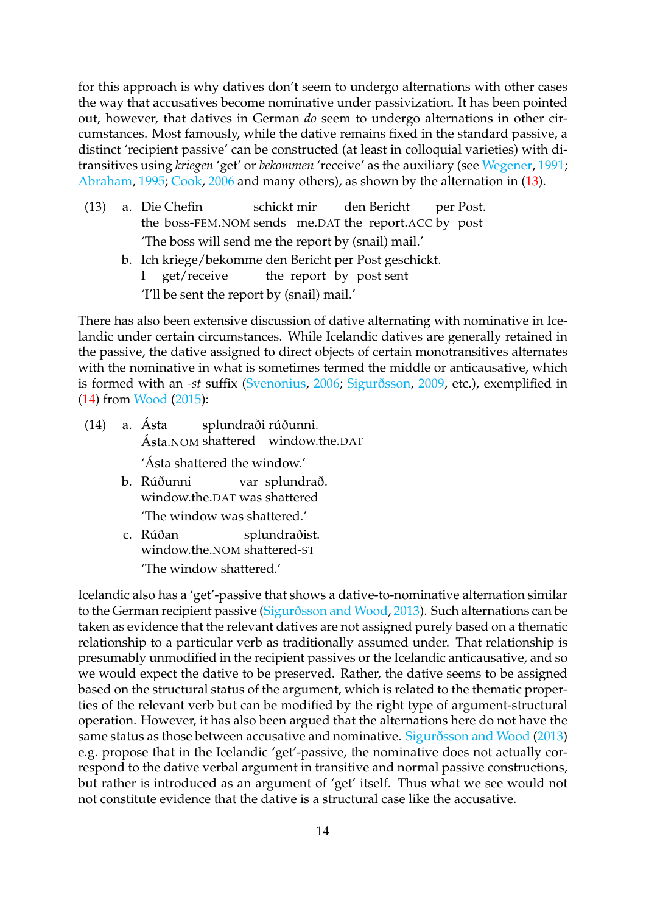for this approach is why datives don't seem to undergo alternations with other cases the way that accusatives become nominative under passivization. It has been pointed out, however, that datives in German *do* seem to undergo alternations in other circumstances. Most famously, while the dative remains fixed in the standard passive, a distinct 'recipient passive' can be constructed (at least in colloquial varieties) with ditransitives using *kriegen* 'get' or *bekommen* 'receive' as the auxiliary (see Wegener, 1991; Abraham, 1995; Cook, 2006 and many others), as shown by the alternation in (13).

(13) a. Die Chefin schickt mir den Bericht per Post.
  the boss-FEM.NOM sends me.DAT the report.ACC by post
  'The boss will send me the report by (snail) mail.'

 b. Ich kriege/bekomme den Bericht per Post geschickt.
  I get/receive the report by post sent
  'I'll be sent the report by (snail) mail.'

There has also been extensive discussion of dative alternating with nominative in Icelandic under certain circumstances. While Icelandic datives are generally retained in the passive, the dative assigned to direct objects of certain monotransitives alternates with the nominative in what is sometimes termed the middle or anticausative, which is formed with an *-st* suffix (Svenonius, 2006; Sigurðsson, 2009, etc.), exemplified in (14) from Wood (2015):

(14) a. Ásta splundraði rúðunni.
  Ásta.NOM shattered window.the.DAT
  'Ásta shattered the window.'

 b. Rúðunni var splundrað.
  window.the.DAT was shattered
  'The window was shattered.'

 c. Rúðan splundraðist.
  window.the.NOM shattered-ST
  'The window shattered.'

Icelandic also has a 'get'-passive that shows a dative-to-nominative alternation similar to the German recipient passive (Sigurðsson and Wood, 2013). Such alternations can be taken as evidence that the relevant datives are not assigned purely based on a thematic relationship to a particular verb as traditionally assumed under. That relationship is presumably unmodified in the recipient passives or the Icelandic anticausative, and so we would expect the dative to be preserved. Rather, the dative seems to be assigned based on the structural status of the argument, which is related to the thematic properties of the relevant verb but can be modified by the right type of argument-structural operation. However, it has also been argued that the alternations here do not have the same status as those between accusative and nominative. Sigurðsson and Wood (2013) e.g. propose that in the Icelandic 'get'-passive, the nominative does not actually correspond to the dative verbal argument in transitive and normal passive constructions, but rather is introduced as an argument of 'get' itself. Thus what we see would not not constitute evidence that the dative is a structural case like the accusative.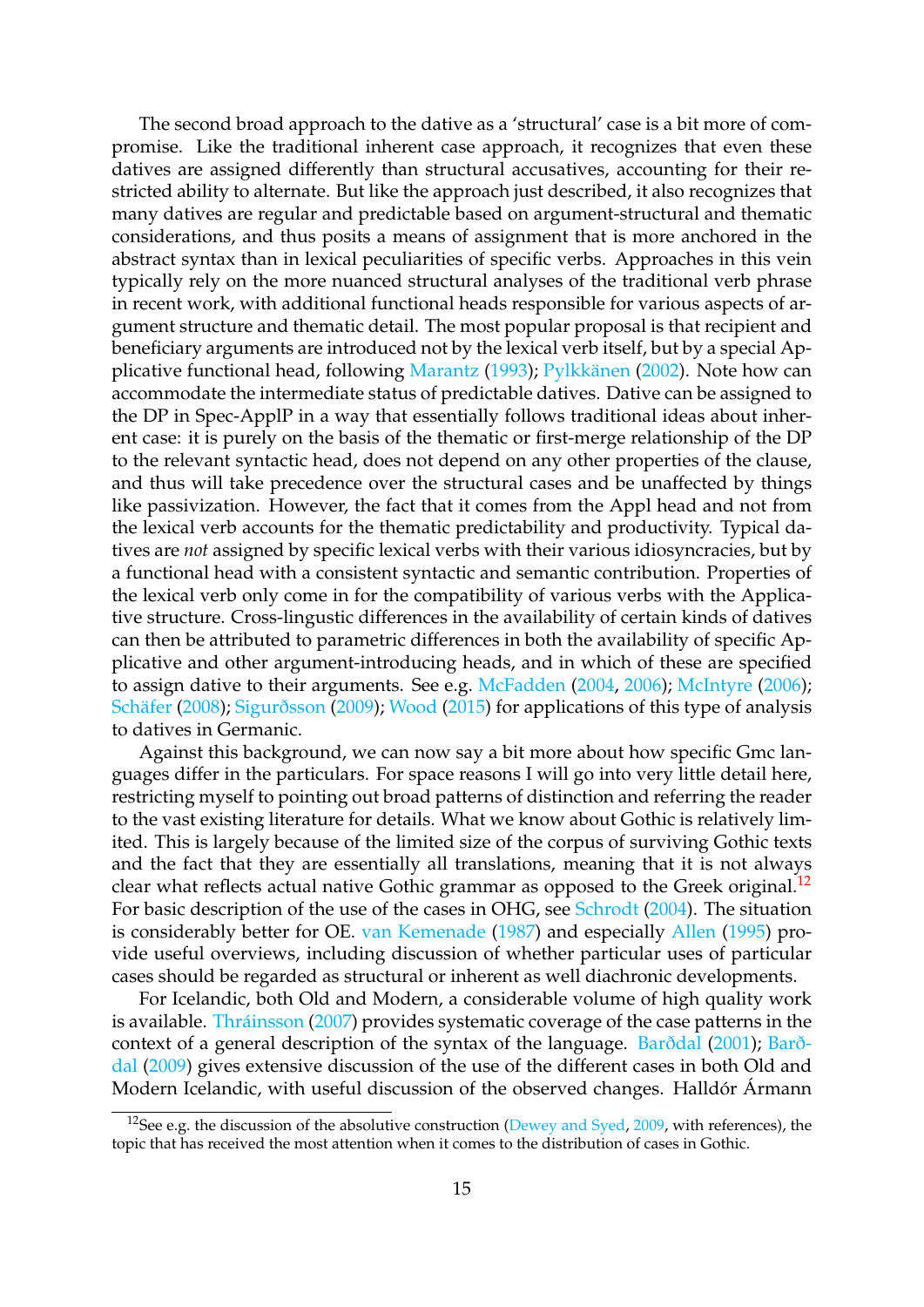The second broad approach to the dative as a 'structural' case is a bit more of compromise. Like the traditional inherent case approach, it recognizes that even these datives are assigned differently than structural accusatives, accounting for their restricted ability to alternate. But like the approach just described, it also recognizes that many datives are regular and predictable based on argument-structural and thematic considerations, and thus posits a means of assignment that is more anchored in the abstract syntax than in lexical peculiarities of specific verbs. Approaches in this vein typically rely on the more nuanced structural analyses of the traditional verb phrase in recent work, with additional functional heads responsible for various aspects of argument structure and thematic detail. The most popular proposal is that recipient and beneficiary arguments are introduced not by the lexical verb itself, but by a special Applicative functional head, following Marantz (1993); Pylkkänen (2002). Note how can accommodate the intermediate status of predictable datives. Dative can be assigned to the DP in Spec-ApplP in a way that essentially follows traditional ideas about inherent case: it is purely on the basis of the thematic or first-merge relationship of the DP to the relevant syntactic head, does not depend on any other properties of the clause, and thus will take precedence over the structural cases and be unaffected by things like passivization. However, the fact that it comes from the Appl head and not from the lexical verb accounts for the thematic predictability and productivity. Typical datives are *not* assigned by specific lexical verbs with their various idiosyncracies, but by a functional head with a consistent syntactic and semantic contribution. Properties of the lexical verb only come in for the compatibility of various verbs with the Applicative structure. Cross-lingustic differences in the availability of certain kinds of datives can then be attributed to parametric differences in both the availability of specific Applicative and other argument-introducing heads, and in which of these are specified to assign dative to their arguments. See e.g. McFadden (2004, 2006); McIntyre (2006); Schäfer (2008); Sigurðsson (2009); Wood (2015) for applications of this type of analysis to datives in Germanic.

Against this background, we can now say a bit more about how specific Gmc languages differ in the particulars. For space reasons I will go into very little detail here, restricting myself to pointing out broad patterns of distinction and referring the reader to the vast existing literature for details. What we know about Gothic is relatively limited. This is largely because of the limited size of the corpus of surviving Gothic texts and the fact that they are essentially all translations, meaning that it is not always clear what reflects actual native Gothic grammar as opposed to the Greek original.[12] For basic description of the use of the cases in OHG, see Schrodt (2004). The situation is considerably better for OE. van Kemenade (1987) and especially Allen (1995) provide useful overviews, including discussion of whether particular uses of particular cases should be regarded as structural or inherent as well diachronic developments.

For Icelandic, both Old and Modern, a considerable volume of high quality work is available. Thráinsson (2007) provides systematic coverage of the case patterns in the context of a general description of the syntax of the language. Barðdal (2001); Barðdal (2009) gives extensive discussion of the use of the different cases in both Old and Modern Icelandic, with useful discussion of the observed changes. Halldór Ármann

[12] See e.g. the discussion of the absolutive construction (Dewey and Syed, 2009, with references), the topic that has received the most attention when it comes to the distribution of cases in Gothic.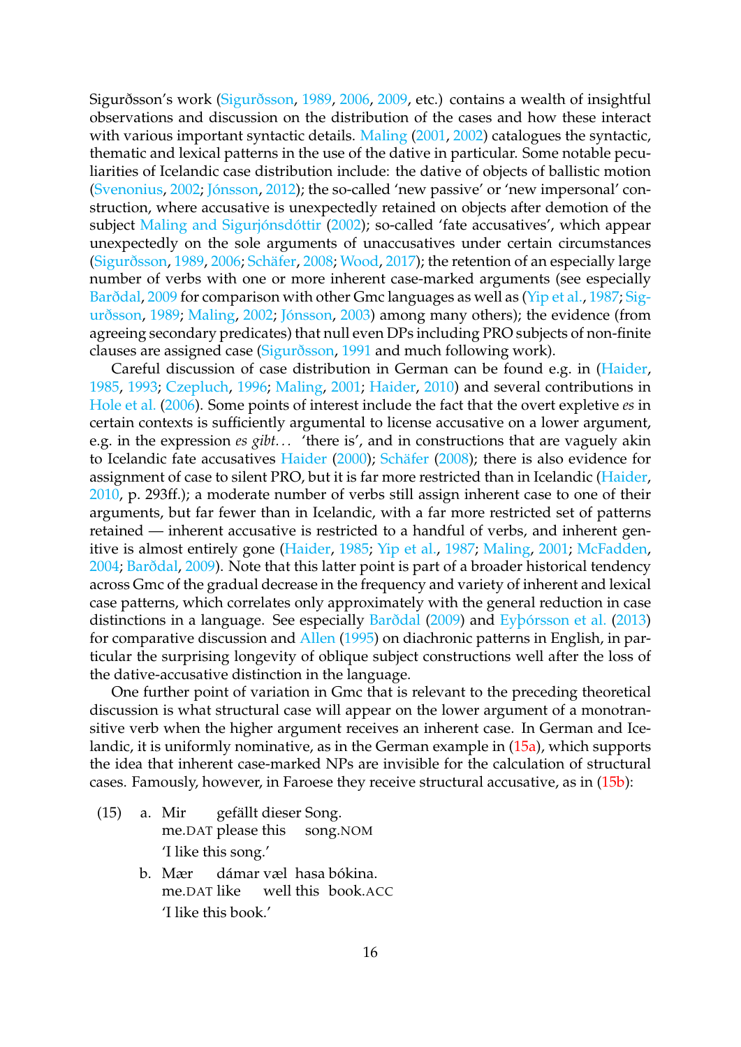Sigurðsson's work (Sigurðsson, 1989, 2006, 2009, etc.) contains a wealth of insightful observations and discussion on the distribution of the cases and how these interact with various important syntactic details. Maling (2001, 2002) catalogues the syntactic, thematic and lexical patterns in the use of the dative in particular. Some notable peculiarities of Icelandic case distribution include: the dative of objects of ballistic motion (Svenonius, 2002; Jónsson, 2012); the so-called 'new passive' or 'new impersonal' construction, where accusative is unexpectedly retained on objects after demotion of the subject Maling and Sigurjónsdóttir (2002); so-called 'fate accusatives', which appear unexpectedly on the sole arguments of unaccusatives under certain circumstances (Sigurðsson, 1989, 2006; Schäfer, 2008; Wood, 2017); the retention of an especially large number of verbs with one or more inherent case-marked arguments (see especially Barðdal, 2009 for comparison with other Gmc languages as well as (Yip et al., 1987; Sigurðsson, 1989; Maling, 2002; Jónsson, 2003) among many others); the evidence (from agreeing secondary predicates) that null even DPs including PRO subjects of non-finite clauses are assigned case (Sigurðsson, 1991 and much following work).

Careful discussion of case distribution in German can be found e.g. in (Haider, 1985, 1993; Czepluch, 1996; Maling, 2001; Haider, 2010) and several contributions in Hole et al. (2006). Some points of interest include the fact that the overt expletive *es* in certain contexts is sufficiently argumental to license accusative on a lower argument, e.g. in the expression *es gibt...* 'there is', and in constructions that are vaguely akin to Icelandic fate accusatives Haider (2000); Schäfer (2008); there is also evidence for assignment of case to silent PRO, but it is far more restricted than in Icelandic (Haider, 2010, p. 293ff.); a moderate number of verbs still assign inherent case to one of their arguments, but far fewer than in Icelandic, with a far more restricted set of patterns retained — inherent accusative is restricted to a handful of verbs, and inherent genitive is almost entirely gone (Haider, 1985; Yip et al., 1987; Maling, 2001; McFadden, 2004; Barðdal, 2009). Note that this latter point is part of a broader historical tendency across Gmc of the gradual decrease in the frequency and variety of inherent and lexical case patterns, which correlates only approximately with the general reduction in case distinctions in a language. See especially Barðdal (2009) and Eyþórsson et al. (2013) for comparative discussion and Allen (1995) on diachronic patterns in English, in particular the surprising longevity of oblique subject constructions well after the loss of the dative-accusative distinction in the language.

One further point of variation in Gmc that is relevant to the preceding theoretical discussion is what structural case will appear on the lower argument of a monotransitive verb when the higher argument receives an inherent case. In German and Icelandic, it is uniformly nominative, as in the German example in (15a), which supports the idea that inherent case-marked NPs are invisible for the calculation of structural cases. Famously, however, in Faroese they receive structural accusative, as in (15b):

(15) a. Mir gefällt dieser Song.
me.DAT please this song.NOM
'I like this song.'

b. Mær dámar væl hasa bókina.
me.DAT like well this book.ACC
'I like this book.'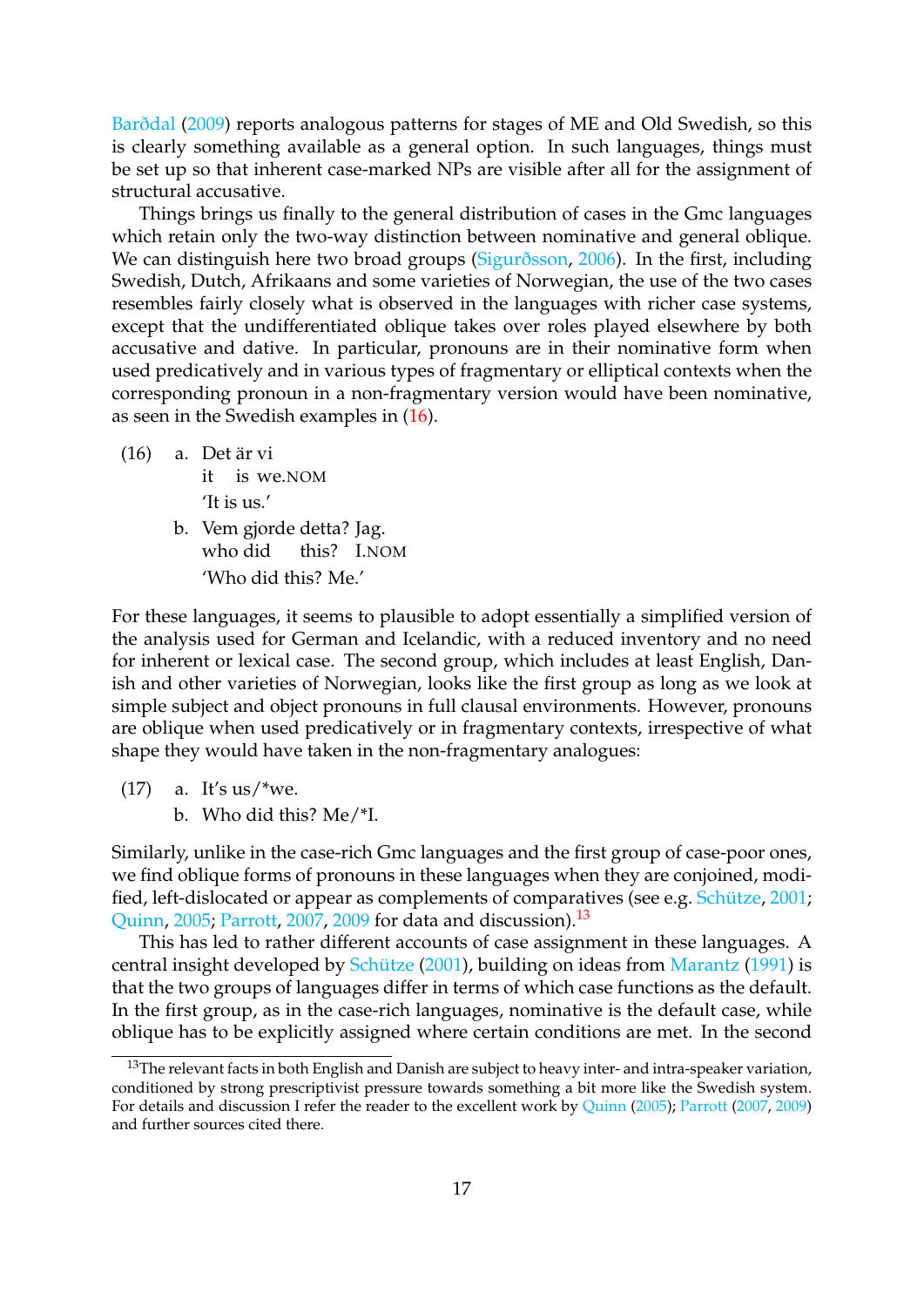Barðdal (2009) reports analogous patterns for stages of ME and Old Swedish, so this is clearly something available as a general option. In such languages, things must be set up so that inherent case-marked NPs are visible after all for the assignment of structural accusative.

Things brings us finally to the general distribution of cases in the Gmc languages which retain only the two-way distinction between nominative and general oblique. We can distinguish here two broad groups (Sigurðsson, 2006). In the first, including Swedish, Dutch, Afrikaans and some varieties of Norwegian, the use of the two cases resembles fairly closely what is observed in the languages with richer case systems, except that the undifferentiated oblique takes over roles played elsewhere by both accusative and dative. In particular, pronouns are in their nominative form when used predicatively and in various types of fragmentary or elliptical contexts when the corresponding pronoun in a non-fragmentary version would have been nominative, as seen in the Swedish examples in (16).

(16) a. Det är vi
  it is we.NOM
  'It is us.'

b. Vem gjorde detta? Jag.
  who did this? I.NOM
  'Who did this? Me.'

For these languages, it seems to plausible to adopt essentially a simplified version of the analysis used for German and Icelandic, with a reduced inventory and no need for inherent or lexical case. The second group, which includes at least English, Danish and other varieties of Norwegian, looks like the first group as long as we look at simple subject and object pronouns in full clausal environments. However, pronouns are oblique when used predicatively or in fragmentary contexts, irrespective of what shape they would have taken in the non-fragmentary analogues:

(17) a. It's us/*we.

b. Who did this? Me/*I.

Similarly, unlike in the case-rich Gmc languages and the first group of case-poor ones, we find oblique forms of pronouns in these languages when they are conjoined, modified, left-dislocated or appear as complements of comparatives (see e.g. Schütze, 2001; Quinn, 2005; Parrott, 2007, 2009 for data and discussion).[13]

This has led to rather different accounts of case assignment in these languages. A central insight developed by Schütze (2001), building on ideas from Marantz (1991) is that the two groups of languages differ in terms of which case functions as the default. In the first group, as in the case-rich languages, nominative is the default case, while oblique has to be explicitly assigned where certain conditions are met. In the second

[13] The relevant facts in both English and Danish are subject to heavy inter- and intra-speaker variation, conditioned by strong prescriptivist pressure towards something a bit more like the Swedish system. For details and discussion I refer the reader to the excellent work by Quinn (2005); Parrott (2007, 2009) and further sources cited there.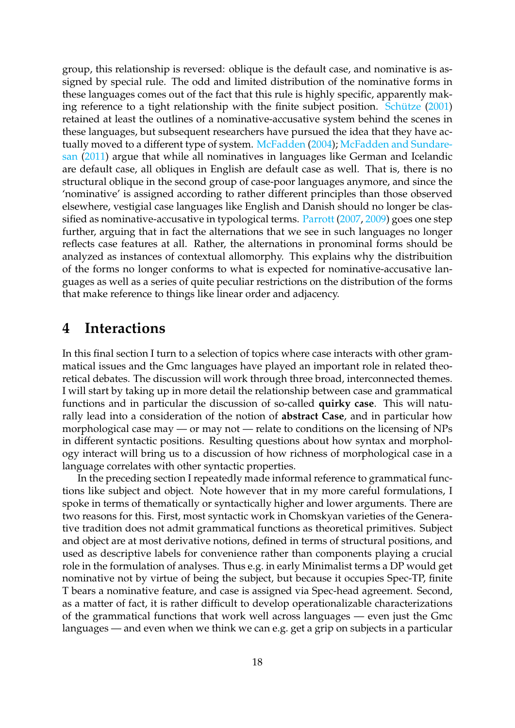group, this relationship is reversed: oblique is the default case, and nominative is assigned by special rule. The odd and limited distribution of the nominative forms in these languages comes out of the fact that this rule is highly specific, apparently making reference to a tight relationship with the finite subject position. Schütze (2001) retained at least the outlines of a nominative-accusative system behind the scenes in these languages, but subsequent researchers have pursued the idea that they have actually moved to a different type of system. McFadden (2004); McFadden and Sundaresan (2011) argue that while all nominatives in languages like German and Icelandic are default case, all obliques in English are default case as well. That is, there is no structural oblique in the second group of case-poor languages anymore, and since the 'nominative' is assigned according to rather different principles than those observed elsewhere, vestigial case languages like English and Danish should no longer be classified as nominative-accusative in typological terms. Parrott (2007, 2009) goes one step further, arguing that in fact the alternations that we see in such languages no longer reflects case features at all. Rather, the alternations in pronominal forms should be analyzed as instances of contextual allomorphy. This explains why the distribuition of the forms no longer conforms to what is expected for nominative-accusative languages as well as a series of quite peculiar restrictions on the distribution of the forms that make reference to things like linear order and adjacency.

# 4 Interactions

In this final section I turn to a selection of topics where case interacts with other grammatical issues and the Gmc languages have played an important role in related theoretical debates. The discussion will work through three broad, interconnected themes. I will start by taking up in more detail the relationship between case and grammatical functions and in particular the discussion of so-called **quirky case**. This will naturally lead into a consideration of the notion of **abstract Case**, and in particular how morphological case may — or may not — relate to conditions on the licensing of NPs in different syntactic positions. Resulting questions about how syntax and morphology interact will bring us to a discussion of how richness of morphological case in a language correlates with other syntactic properties.

In the preceding section I repeatedly made informal reference to grammatical functions like subject and object. Note however that in my more careful formulations, I spoke in terms of thematically or syntactically higher and lower arguments. There are two reasons for this. First, most syntactic work in Chomskyan varieties of the Generative tradition does not admit grammatical functions as theoretical primitives. Subject and object are at most derivative notions, defined in terms of structural positions, and used as descriptive labels for convenience rather than components playing a crucial role in the formulation of analyses. Thus e.g. in early Minimalist terms a DP would get nominative not by virtue of being the subject, but because it occupies Spec-TP, finite T bears a nominative feature, and case is assigned via Spec-head agreement. Second, as a matter of fact, it is rather difficult to develop operationalizable characterizations of the grammatical functions that work well across languages — even just the Gmc languages — and even when we think we can e.g. get a grip on subjects in a particular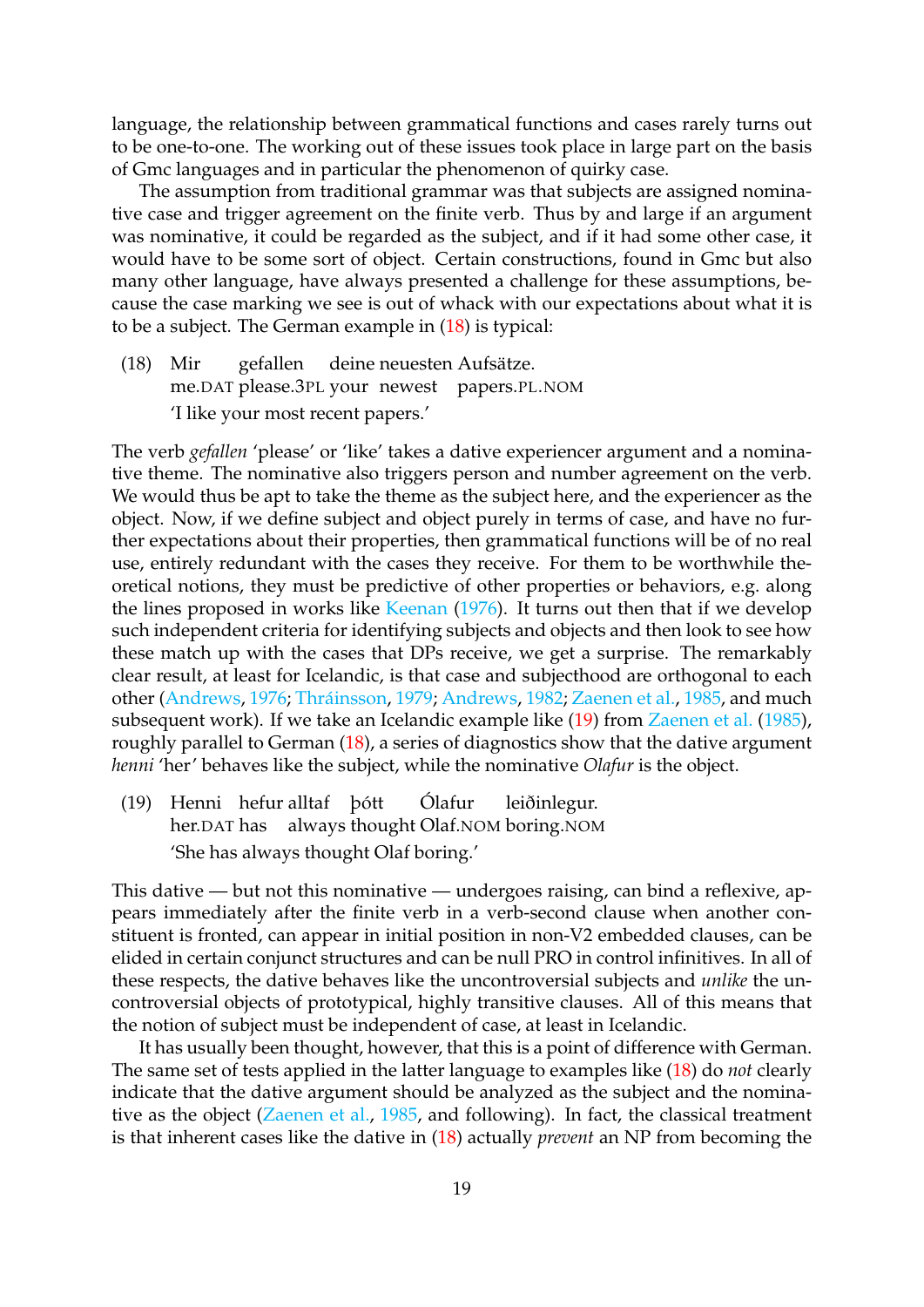language, the relationship between grammatical functions and cases rarely turns out to be one-to-one. The working out of these issues took place in large part on the basis of Gmc languages and in particular the phenomenon of quirky case.

The assumption from traditional grammar was that subjects are assigned nominative case and trigger agreement on the finite verb. Thus by and large if an argument was nominative, it could be regarded as the subject, and if it had some other case, it would have to be some sort of object. Certain constructions, found in Gmc but also many other language, have always presented a challenge for these assumptions, because the case marking we see is out of whack with our expectations about what it is to be a subject. The German example in (18) is typical:

(18) Mir gefallen deine neuesten Aufsätze.
me.DAT please.3PL your newest papers.PL.NOM
'I like your most recent papers.'

The verb *gefallen* 'please' or 'like' takes a dative experiencer argument and a nominative theme. The nominative also triggers person and number agreement on the verb. We would thus be apt to take the theme as the subject here, and the experiencer as the object. Now, if we define subject and object purely in terms of case, and have no further expectations about their properties, then grammatical functions will be of no real use, entirely redundant with the cases they receive. For them to be worthwhile theoretical notions, they must be predictive of other properties or behaviors, e.g. along the lines proposed in works like Keenan (1976). It turns out then that if we develop such independent criteria for identifying subjects and objects and then look to see how these match up with the cases that DPs receive, we get a surprise. The remarkably clear result, at least for Icelandic, is that case and subjecthood are orthogonal to each other (Andrews, 1976; Thráinsson, 1979; Andrews, 1982; Zaenen et al., 1985, and much subsequent work). If we take an Icelandic example like (19) from Zaenen et al. (1985), roughly parallel to German (18), a series of diagnostics show that the dative argument *henni* 'her' behaves like the subject, while the nominative *Olafur* is the object.

(19) Henni hefur alltaf þótt Ólafur leiðinlegur.
her.DAT has always thought Olaf.NOM boring.NOM
'She has always thought Olaf boring.'

This dative — but not this nominative — undergoes raising, can bind a reflexive, appears immediately after the finite verb in a verb-second clause when another constituent is fronted, can appear in initial position in non-V2 embedded clauses, can be elided in certain conjunct structures and can be null PRO in control infinitives. In all of these respects, the dative behaves like the uncontroversial subjects and *unlike* the uncontroversial objects of prototypical, highly transitive clauses. All of this means that the notion of subject must be independent of case, at least in Icelandic.

It has usually been thought, however, that this is a point of difference with German. The same set of tests applied in the latter language to examples like (18) do *not* clearly indicate that the dative argument should be analyzed as the subject and the nominative as the object (Zaenen et al., 1985, and following). In fact, the classical treatment is that inherent cases like the dative in (18) actually *prevent* an NP from becoming the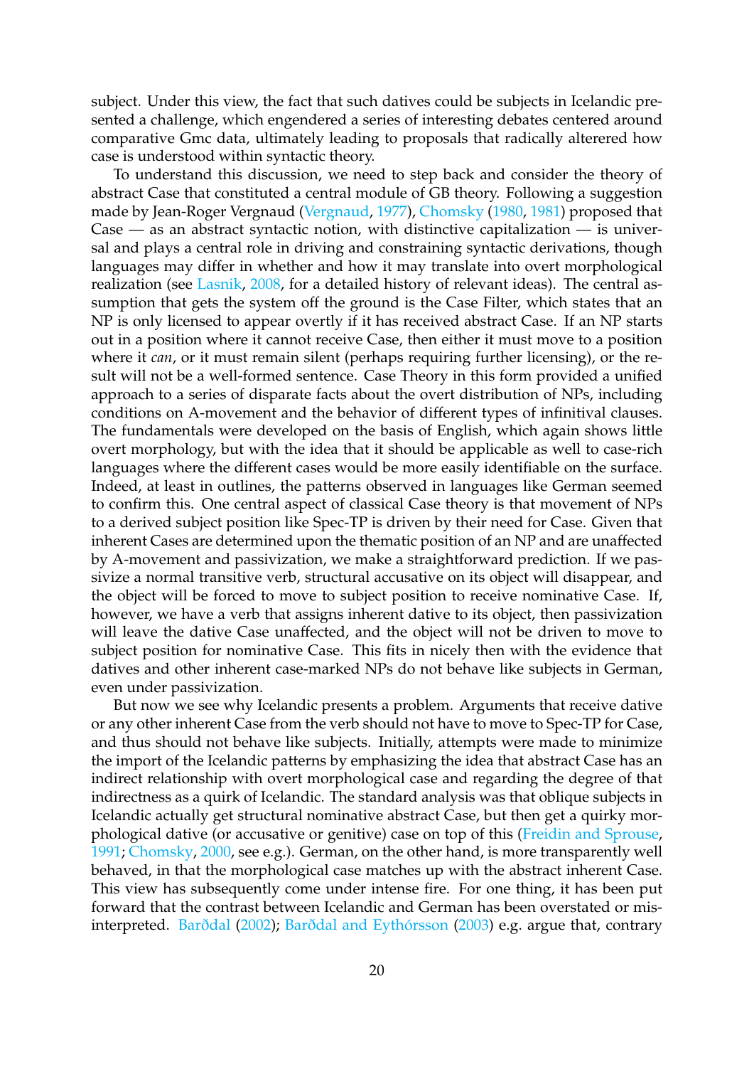subject. Under this view, the fact that such datives could be subjects in Icelandic presented a challenge, which engendered a series of interesting debates centered around comparative Gmc data, ultimately leading to proposals that radically alterered how case is understood within syntactic theory.

To understand this discussion, we need to step back and consider the theory of abstract Case that constituted a central module of GB theory. Following a suggestion made by Jean-Roger Vergnaud (Vergnaud, 1977), Chomsky (1980, 1981) proposed that Case — as an abstract syntactic notion, with distinctive capitalization — is universal and plays a central role in driving and constraining syntactic derivations, though languages may differ in whether and how it may translate into overt morphological realization (see Lasnik, 2008, for a detailed history of relevant ideas). The central assumption that gets the system off the ground is the Case Filter, which states that an NP is only licensed to appear overtly if it has received abstract Case. If an NP starts out in a position where it cannot receive Case, then either it must move to a position where it *can*, or it must remain silent (perhaps requiring further licensing), or the result will not be a well-formed sentence. Case Theory in this form provided a unified approach to a series of disparate facts about the overt distribution of NPs, including conditions on A-movement and the behavior of different types of infinitival clauses. The fundamentals were developed on the basis of English, which again shows little overt morphology, but with the idea that it should be applicable as well to case-rich languages where the different cases would be more easily identifiable on the surface. Indeed, at least in outlines, the patterns observed in languages like German seemed to confirm this. One central aspect of classical Case theory is that movement of NPs to a derived subject position like Spec-TP is driven by their need for Case. Given that inherent Cases are determined upon the thematic position of an NP and are unaffected by A-movement and passivization, we make a straightforward prediction. If we passivize a normal transitive verb, structural accusative on its object will disappear, and the object will be forced to move to subject position to receive nominative Case. If, however, we have a verb that assigns inherent dative to its object, then passivization will leave the dative Case unaffected, and the object will not be driven to move to subject position for nominative Case. This fits in nicely then with the evidence that datives and other inherent case-marked NPs do not behave like subjects in German, even under passivization.

But now we see why Icelandic presents a problem. Arguments that receive dative or any other inherent Case from the verb should not have to move to Spec-TP for Case, and thus should not behave like subjects. Initially, attempts were made to minimize the import of the Icelandic patterns by emphasizing the idea that abstract Case has an indirect relationship with overt morphological case and regarding the degree of that indirectness as a quirk of Icelandic. The standard analysis was that oblique subjects in Icelandic actually get structural nominative abstract Case, but then get a quirky morphological dative (or accusative or genitive) case on top of this (Freidin and Sprouse, 1991; Chomsky, 2000, see e.g.). German, on the other hand, is more transparently well behaved, in that the morphological case matches up with the abstract inherent Case. This view has subsequently come under intense fire. For one thing, it has been put forward that the contrast between Icelandic and German has been overstated or misinterpreted. Barðdal (2002); Barðdal and Eythórsson (2003) e.g. argue that, contrary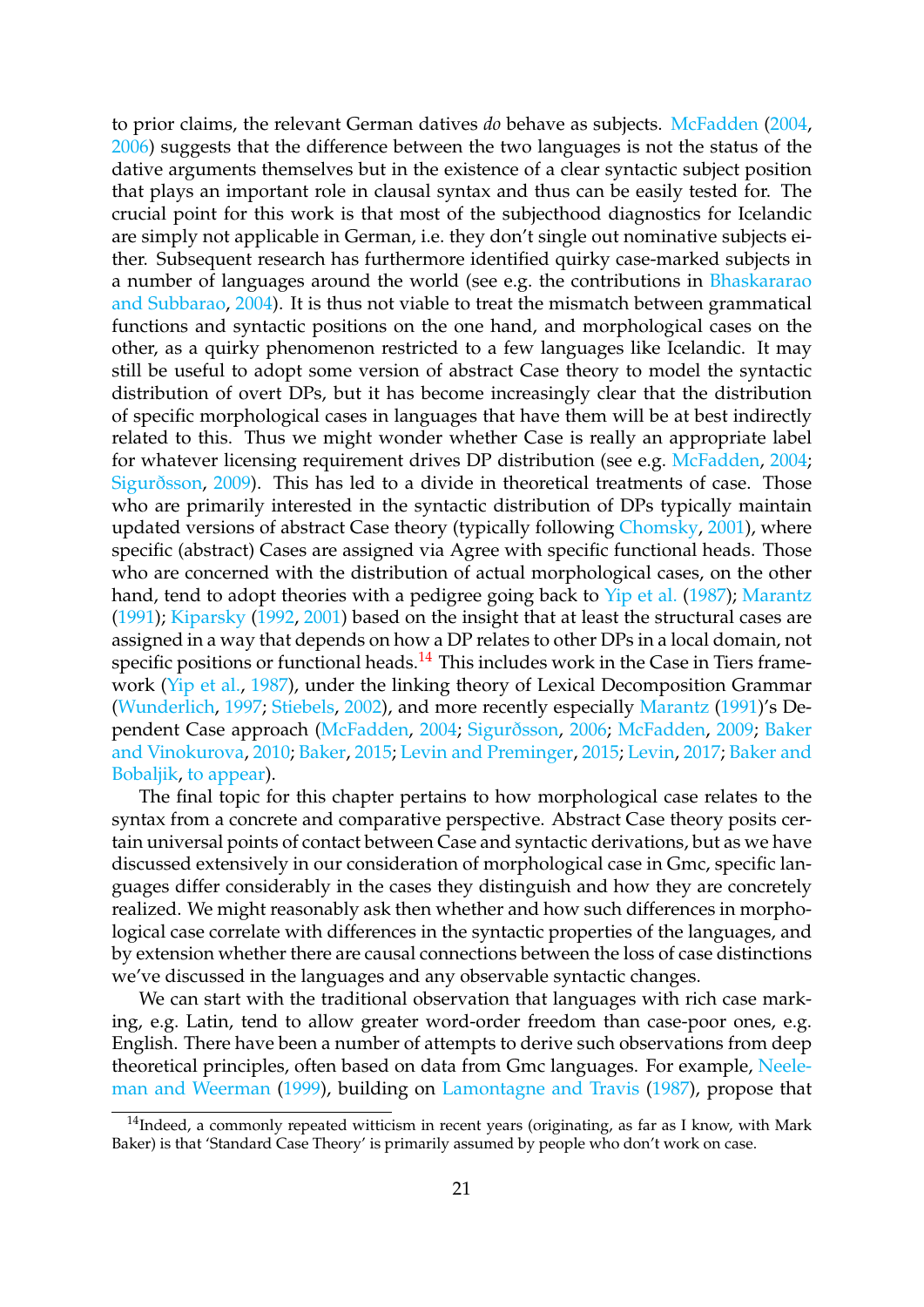to prior claims, the relevant German datives *do* behave as subjects. McFadden (2004, 2006) suggests that the difference between the two languages is not the status of the dative arguments themselves but in the existence of a clear syntactic subject position that plays an important role in clausal syntax and thus can be easily tested for. The crucial point for this work is that most of the subjecthood diagnostics for Icelandic are simply not applicable in German, i.e. they don't single out nominative subjects either. Subsequent research has furthermore identified quirky case-marked subjects in a number of languages around the world (see e.g. the contributions in Bhaskararao and Subbarao, 2004). It is thus not viable to treat the mismatch between grammatical functions and syntactic positions on the one hand, and morphological cases on the other, as a quirky phenomenon restricted to a few languages like Icelandic. It may still be useful to adopt some version of abstract Case theory to model the syntactic distribution of overt DPs, but it has become increasingly clear that the distribution of specific morphological cases in languages that have them will be at best indirectly related to this. Thus we might wonder whether Case is really an appropriate label for whatever licensing requirement drives DP distribution (see e.g. McFadden, 2004; Sigurðsson, 2009). This has led to a divide in theoretical treatments of case. Those who are primarily interested in the syntactic distribution of DPs typically maintain updated versions of abstract Case theory (typically following Chomsky, 2001), where specific (abstract) Cases are assigned via Agree with specific functional heads. Those who are concerned with the distribution of actual morphological cases, on the other hand, tend to adopt theories with a pedigree going back to Yip et al. (1987); Marantz (1991); Kiparsky (1992, 2001) based on the insight that at least the structural cases are assigned in a way that depends on how a DP relates to other DPs in a local domain, not specific positions or functional heads.[14] This includes work in the Case in Tiers framework (Yip et al., 1987), under the linking theory of Lexical Decomposition Grammar (Wunderlich, 1997; Stiebels, 2002), and more recently especially Marantz (1991)'s Dependent Case approach (McFadden, 2004; Sigurðsson, 2006; McFadden, 2009; Baker and Vinokurova, 2010; Baker, 2015; Levin and Preminger, 2015; Levin, 2017; Baker and Bobaljik, to appear).

The final topic for this chapter pertains to how morphological case relates to the syntax from a concrete and comparative perspective. Abstract Case theory posits certain universal points of contact between Case and syntactic derivations, but as we have discussed extensively in our consideration of morphological case in Gmc, specific languages differ considerably in the cases they distinguish and how they are concretely realized. We might reasonably ask then whether and how such differences in morphological case correlate with differences in the syntactic properties of the languages, and by extension whether there are causal connections between the loss of case distinctions we've discussed in the languages and any observable syntactic changes.

We can start with the traditional observation that languages with rich case marking, e.g. Latin, tend to allow greater word-order freedom than case-poor ones, e.g. English. There have been a number of attempts to derive such observations from deep theoretical principles, often based on data from Gmc languages. For example, Neeleman and Weerman (1999), building on Lamontagne and Travis (1987), propose that

[14] Indeed, a commonly repeated witticism in recent years (originating, as far as I know, with Mark Baker) is that 'Standard Case Theory' is primarily assumed by people who don't work on case.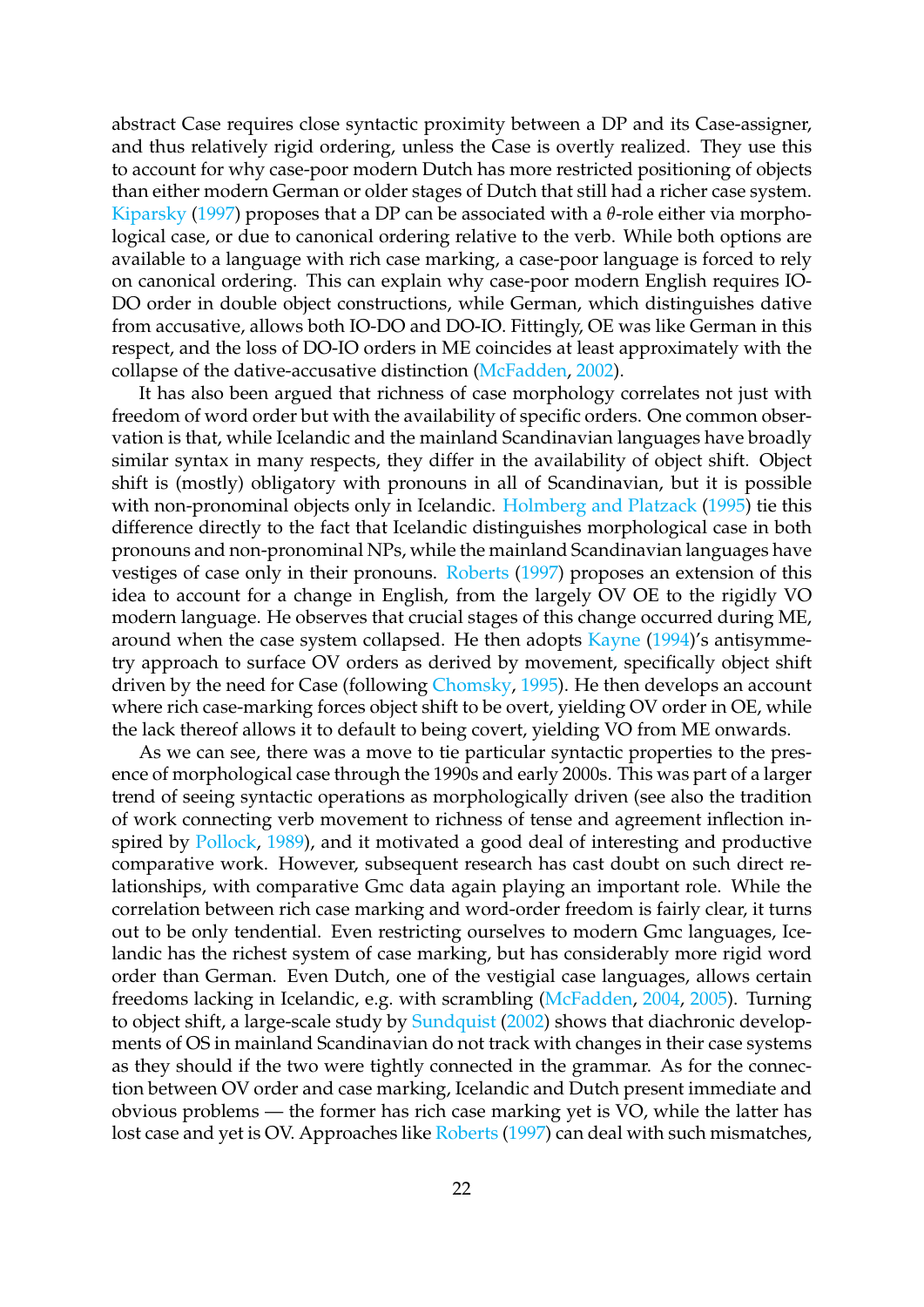abstract Case requires close syntactic proximity between a DP and its Case-assigner, and thus relatively rigid ordering, unless the Case is overtly realized. They use this to account for why case-poor modern Dutch has more restricted positioning of objects than either modern German or older stages of Dutch that still had a richer case system. Kiparsky (1997) proposes that a DP can be associated with a $\theta$-role either via morphological case, or due to canonical ordering relative to the verb. While both options are available to a language with rich case marking, a case-poor language is forced to rely on canonical ordering. This can explain why case-poor modern English requires IO-DO order in double object constructions, while German, which distinguishes dative from accusative, allows both IO-DO and DO-IO. Fittingly, OE was like German in this respect, and the loss of DO-IO orders in ME coincides at least approximately with the collapse of the dative-accusative distinction (McFadden, 2002).

It has also been argued that richness of case morphology correlates not just with freedom of word order but with the availability of specific orders. One common observation is that, while Icelandic and the mainland Scandinavian languages have broadly similar syntax in many respects, they differ in the availability of object shift. Object shift is (mostly) obligatory with pronouns in all of Scandinavian, but it is possible with non-pronominal objects only in Icelandic. Holmberg and Platzack (1995) tie this difference directly to the fact that Icelandic distinguishes morphological case in both pronouns and non-pronominal NPs, while the mainland Scandinavian languages have vestiges of case only in their pronouns. Roberts (1997) proposes an extension of this idea to account for a change in English, from the largely OV OE to the rigidly VO modern language. He observes that crucial stages of this change occurred during ME, around when the case system collapsed. He then adopts Kayne (1994)'s antisymmetry approach to surface OV orders as derived by movement, specifically object shift driven by the need for Case (following Chomsky, 1995). He then develops an account where rich case-marking forces object shift to be overt, yielding OV order in OE, while the lack thereof allows it to default to being covert, yielding VO from ME onwards.

As we can see, there was a move to tie particular syntactic properties to the presence of morphological case through the 1990s and early 2000s. This was part of a larger trend of seeing syntactic operations as morphologically driven (see also the tradition of work connecting verb movement to richness of tense and agreement inflection inspired by Pollock, 1989), and it motivated a good deal of interesting and productive comparative work. However, subsequent research has cast doubt on such direct relationships, with comparative Gmc data again playing an important role. While the correlation between rich case marking and word-order freedom is fairly clear, it turns out to be only tendential. Even restricting ourselves to modern Gmc languages, Icelandic has the richest system of case marking, but has considerably more rigid word order than German. Even Dutch, one of the vestigial case languages, allows certain freedoms lacking in Icelandic, e.g. with scrambling (McFadden, 2004, 2005). Turning to object shift, a large-scale study by Sundquist (2002) shows that diachronic developments of OS in mainland Scandinavian do not track with changes in their case systems as they should if the two were tightly connected in the grammar. As for the connection between OV order and case marking, Icelandic and Dutch present immediate and obvious problems — the former has rich case marking yet is VO, while the latter has lost case and yet is OV. Approaches like Roberts (1997) can deal with such mismatches,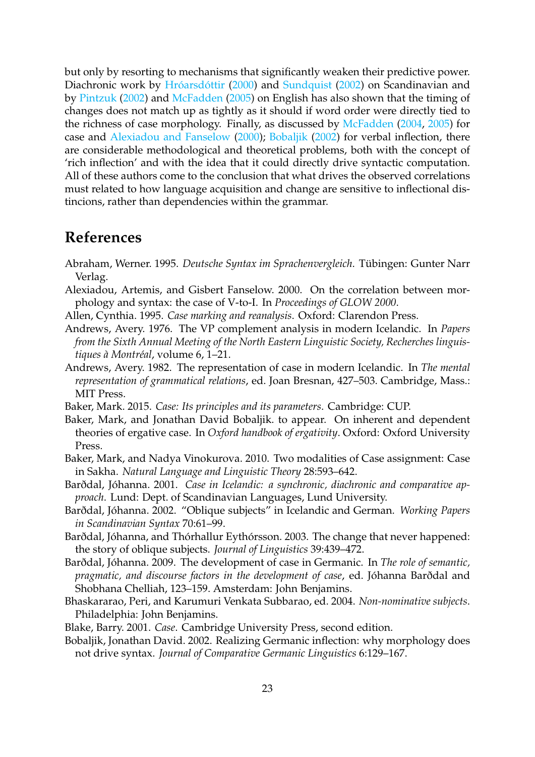but only by resorting to mechanisms that significantly weaken their predictive power. Diachronic work by Hróarsdóttir (2000) and Sundquist (2002) on Scandinavian and by Pintzuk (2002) and McFadden (2005) on English has also shown that the timing of changes does not match up as tightly as it should if word order were directly tied to the richness of case morphology. Finally, as discussed by McFadden (2004, 2005) for case and Alexiadou and Fanselow (2000); Bobaljik (2002) for verbal inflection, there are considerable methodological and theoretical problems, both with the concept of 'rich inflection' and with the idea that it could directly drive syntactic computation. All of these authors come to the conclusion that what drives the observed correlations must related to how language acquisition and change are sensitive to inflectional distincions, rather than dependencies within the grammar.

## References

Abraham, Werner. 1995. *Deutsche Syntax im Sprachenvergleich*. Tübingen: Gunter Narr Verlag.

Alexiadou, Artemis, and Gisbert Fanselow. 2000. On the correlation between morphology and syntax: the case of V-to-I. In *Proceedings of GLOW 2000*.

Allen, Cynthia. 1995. *Case marking and reanalysis*. Oxford: Clarendon Press.

Andrews, Avery. 1976. The VP complement analysis in modern Icelandic. In *Papers from the Sixth Annual Meeting of the North Eastern Linguistic Society, Recherches linguistiques à Montréal*, volume 6, 1–21.

Andrews, Avery. 1982. The representation of case in modern Icelandic. In *The mental representation of grammatical relations*, ed. Joan Bresnan, 427–503. Cambridge, Mass.: MIT Press.

Baker, Mark. 2015. *Case: Its principles and its parameters*. Cambridge: CUP.

Baker, Mark, and Jonathan David Bobaljik. to appear. On inherent and dependent theories of ergative case. In *Oxford handbook of ergativity*. Oxford: Oxford University Press.

Baker, Mark, and Nadya Vinokurova. 2010. Two modalities of Case assignment: Case in Sakha. *Natural Language and Linguistic Theory* 28:593–642.

Barðdal, Jóhanna. 2001. *Case in Icelandic: a synchronic, diachronic and comparative approach*. Lund: Dept. of Scandinavian Languages, Lund University.

Barðdal, Jóhanna. 2002. "Oblique subjects" in Icelandic and German. *Working Papers in Scandinavian Syntax* 70:61–99.

Barðdal, Jóhanna, and Thórhallur Eythórsson. 2003. The change that never happened: the story of oblique subjects. *Journal of Linguistics* 39:439–472.

Barðdal, Jóhanna. 2009. The development of case in Germanic. In *The role of semantic, pragmatic, and discourse factors in the development of case*, ed. Jóhanna Barðdal and Shobhana Chelliah, 123–159. Amsterdam: John Benjamins.

Bhaskararao, Peri, and Karumuri Venkata Subbarao, ed. 2004. *Non-nominative subjects*. Philadelphia: John Benjamins.

Blake, Barry. 2001. *Case*. Cambridge University Press, second edition.

Bobaljik, Jonathan David. 2002. Realizing Germanic inflection: why morphology does not drive syntax. *Journal of Comparative Germanic Linguistics* 6:129–167.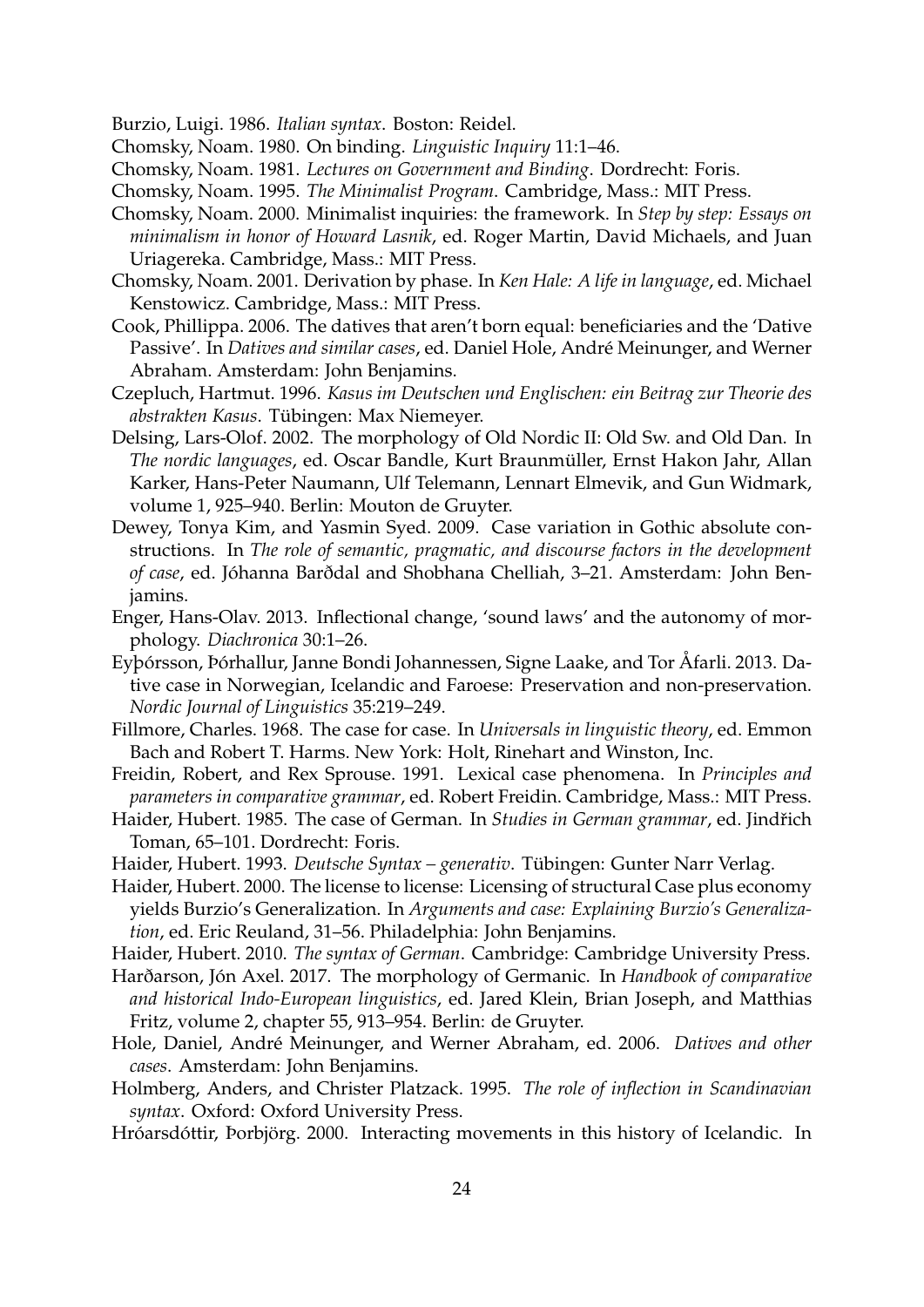Burzio, Luigi. 1986. *Italian syntax*. Boston: Reidel.

Chomsky, Noam. 1980. On binding. *Linguistic Inquiry* 11:1–46.

Chomsky, Noam. 1981. *Lectures on Government and Binding*. Dordrecht: Foris.

Chomsky, Noam. 1995. *The Minimalist Program*. Cambridge, Mass.: MIT Press.

Chomsky, Noam. 2000. Minimalist inquiries: the framework. In *Step by step: Essays on minimalism in honor of Howard Lasnik*, ed. Roger Martin, David Michaels, and Juan Uriagereka. Cambridge, Mass.: MIT Press.

Chomsky, Noam. 2001. Derivation by phase. In *Ken Hale: A life in language*, ed. Michael Kenstowicz. Cambridge, Mass.: MIT Press.

Cook, Phillippa. 2006. The datives that aren't born equal: beneficiaries and the 'Dative Passive'. In *Datives and similar cases*, ed. Daniel Hole, André Meinunger, and Werner Abraham. Amsterdam: John Benjamins.

Czepluch, Hartmut. 1996. *Kasus im Deutschen und Englischen: ein Beitrag zur Theorie des abstrakten Kasus*. Tübingen: Max Niemeyer.

Delsing, Lars-Olof. 2002. The morphology of Old Nordic II: Old Sw. and Old Dan. In *The nordic languages*, ed. Oscar Bandle, Kurt Braunmüller, Ernst Hakon Jahr, Allan Karker, Hans-Peter Naumann, Ulf Telemann, Lennart Elmevik, and Gun Widmark, volume 1, 925–940. Berlin: Mouton de Gruyter.

Dewey, Tonya Kim, and Yasmin Syed. 2009. Case variation in Gothic absolute constructions. In *The role of semantic, pragmatic, and discourse factors in the development of case*, ed. Jóhanna Barðdal and Shobhana Chelliah, 3–21. Amsterdam: John Benjamins.

Enger, Hans-Olav. 2013. Inflectional change, 'sound laws' and the autonomy of morphology. *Diachronica* 30:1–26.

Eyþórsson, Þórhallur, Janne Bondi Johannessen, Signe Laake, and Tor Åfarli. 2013. Dative case in Norwegian, Icelandic and Faroese: Preservation and non-preservation. *Nordic Journal of Linguistics* 35:219–249.

Fillmore, Charles. 1968. The case for case. In *Universals in linguistic theory*, ed. Emmon Bach and Robert T. Harms. New York: Holt, Rinehart and Winston, Inc.

Freidin, Robert, and Rex Sprouse. 1991. Lexical case phenomena. In *Principles and parameters in comparative grammar*, ed. Robert Freidin. Cambridge, Mass.: MIT Press.

Haider, Hubert. 1985. The case of German. In *Studies in German grammar*, ed. Jindřich Toman, 65–101. Dordrecht: Foris.

Haider, Hubert. 1993. *Deutsche Syntax – generativ*. Tübingen: Gunter Narr Verlag.

Haider, Hubert. 2000. The license to license: Licensing of structural Case plus economy yields Burzio's Generalization. In *Arguments and case: Explaining Burzio's Generalization*, ed. Eric Reuland, 31–56. Philadelphia: John Benjamins.

Haider, Hubert. 2010. *The syntax of German*. Cambridge: Cambridge University Press.

Harðarson, Jón Axel. 2017. The morphology of Germanic. In *Handbook of comparative and historical Indo-European linguistics*, ed. Jared Klein, Brian Joseph, and Matthias Fritz, volume 2, chapter 55, 913–954. Berlin: de Gruyter.

Hole, Daniel, André Meinunger, and Werner Abraham, ed. 2006. *Datives and other cases*. Amsterdam: John Benjamins.

Holmberg, Anders, and Christer Platzack. 1995. *The role of inflection in Scandinavian syntax*. Oxford: Oxford University Press.

Hróarsdóttir, Þorbjörg. 2000. Interacting movements in this history of Icelandic. In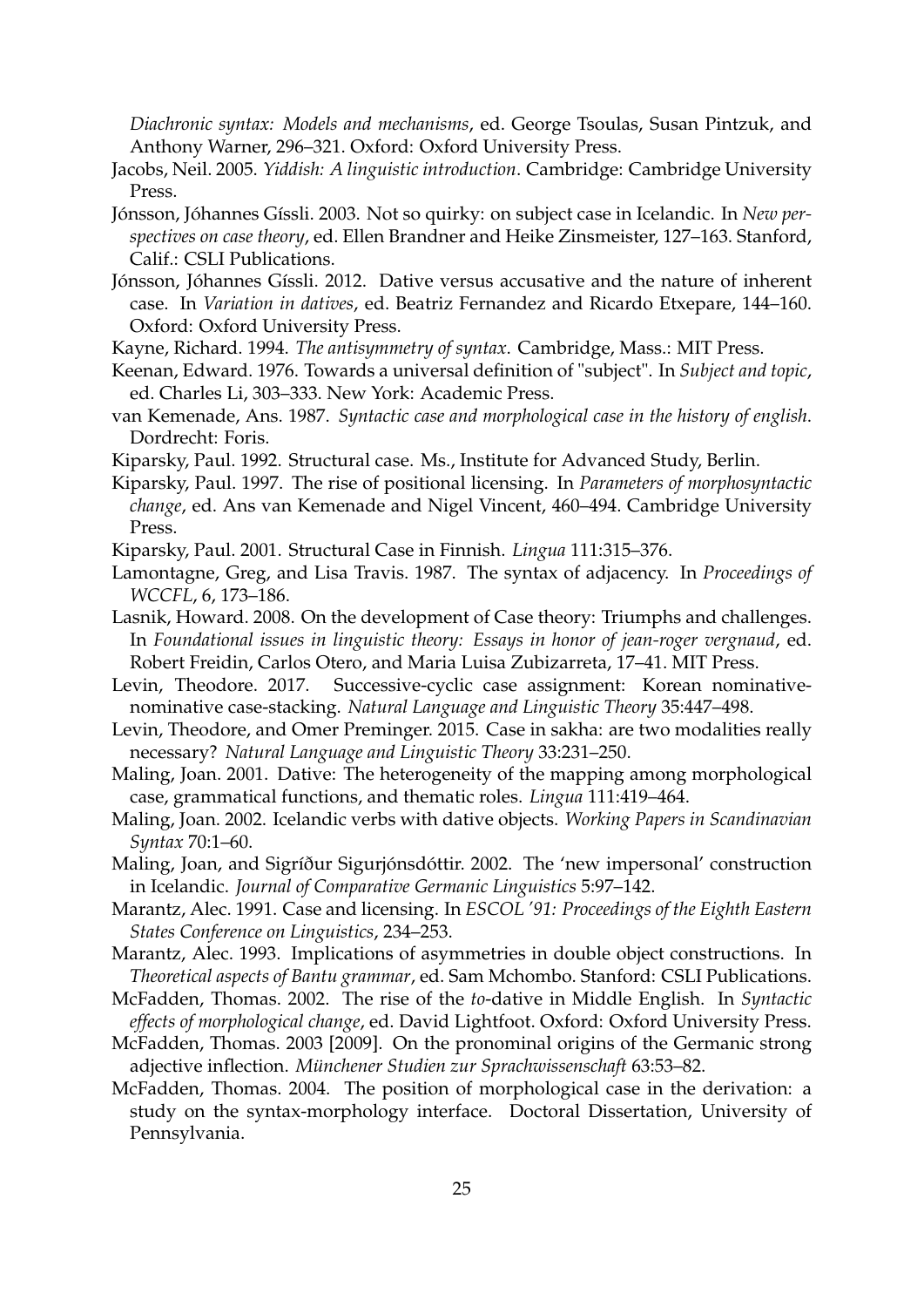*Diachronic syntax: Models and mechanisms*, ed. George Tsoulas, Susan Pintzuk, and Anthony Warner, 296–321. Oxford: Oxford University Press.

Jacobs, Neil. 2005. *Yiddish: A linguistic introduction*. Cambridge: Cambridge University Press.

Jónsson, Jóhannes Gíssli. 2003. Not so quirky: on subject case in Icelandic. In *New perspectives on case theory*, ed. Ellen Brandner and Heike Zinsmeister, 127–163. Stanford, Calif.: CSLI Publications.

Jónsson, Jóhannes Gíssli. 2012. Dative versus accusative and the nature of inherent case. In *Variation in datives*, ed. Beatriz Fernandez and Ricardo Etxepare, 144–160. Oxford: Oxford University Press.

Kayne, Richard. 1994. *The antisymmetry of syntax*. Cambridge, Mass.: MIT Press.

Keenan, Edward. 1976. Towards a universal definition of "subject". In *Subject and topic*, ed. Charles Li, 303–333. New York: Academic Press.

van Kemenade, Ans. 1987. *Syntactic case and morphological case in the history of english*. Dordrecht: Foris.

Kiparsky, Paul. 1992. Structural case. Ms., Institute for Advanced Study, Berlin.

Kiparsky, Paul. 1997. The rise of positional licensing. In *Parameters of morphosyntactic change*, ed. Ans van Kemenade and Nigel Vincent, 460–494. Cambridge University Press.

Kiparsky, Paul. 2001. Structural Case in Finnish. *Lingua* 111:315–376.

Lamontagne, Greg, and Lisa Travis. 1987. The syntax of adjacency. In *Proceedings of WCCFL*, 6, 173–186.

Lasnik, Howard. 2008. On the development of Case theory: Triumphs and challenges. In *Foundational issues in linguistic theory: Essays in honor of jean-roger vergnaud*, ed. Robert Freidin, Carlos Otero, and Maria Luisa Zubizarreta, 17–41. MIT Press.

Levin, Theodore. 2017. Successive-cyclic case assignment: Korean nominative-nominative case-stacking. *Natural Language and Linguistic Theory* 35:447–498.

Levin, Theodore, and Omer Preminger. 2015. Case in sakha: are two modalities really necessary? *Natural Language and Linguistic Theory* 33:231–250.

Maling, Joan. 2001. Dative: The heterogeneity of the mapping among morphological case, grammatical functions, and thematic roles. *Lingua* 111:419–464.

Maling, Joan. 2002. Icelandic verbs with dative objects. *Working Papers in Scandinavian Syntax* 70:1–60.

Maling, Joan, and Sigríður Sigurjónsdóttir. 2002. The 'new impersonal' construction in Icelandic. *Journal of Comparative Germanic Linguistics* 5:97–142.

Marantz, Alec. 1991. Case and licensing. In *ESCOL '91: Proceedings of the Eighth Eastern States Conference on Linguistics*, 234–253.

Marantz, Alec. 1993. Implications of asymmetries in double object constructions. In *Theoretical aspects of Bantu grammar*, ed. Sam Mchombo. Stanford: CSLI Publications.

McFadden, Thomas. 2002. The rise of the *to*-dative in Middle English. In *Syntactic effects of morphological change*, ed. David Lightfoot. Oxford: Oxford University Press.

McFadden, Thomas. 2003 [2009]. On the pronominal origins of the Germanic strong adjective inflection. *Münchener Studien zur Sprachwissenschaft* 63:53–82.

McFadden, Thomas. 2004. The position of morphological case in the derivation: a study on the syntax-morphology interface. Doctoral Dissertation, University of Pennsylvania.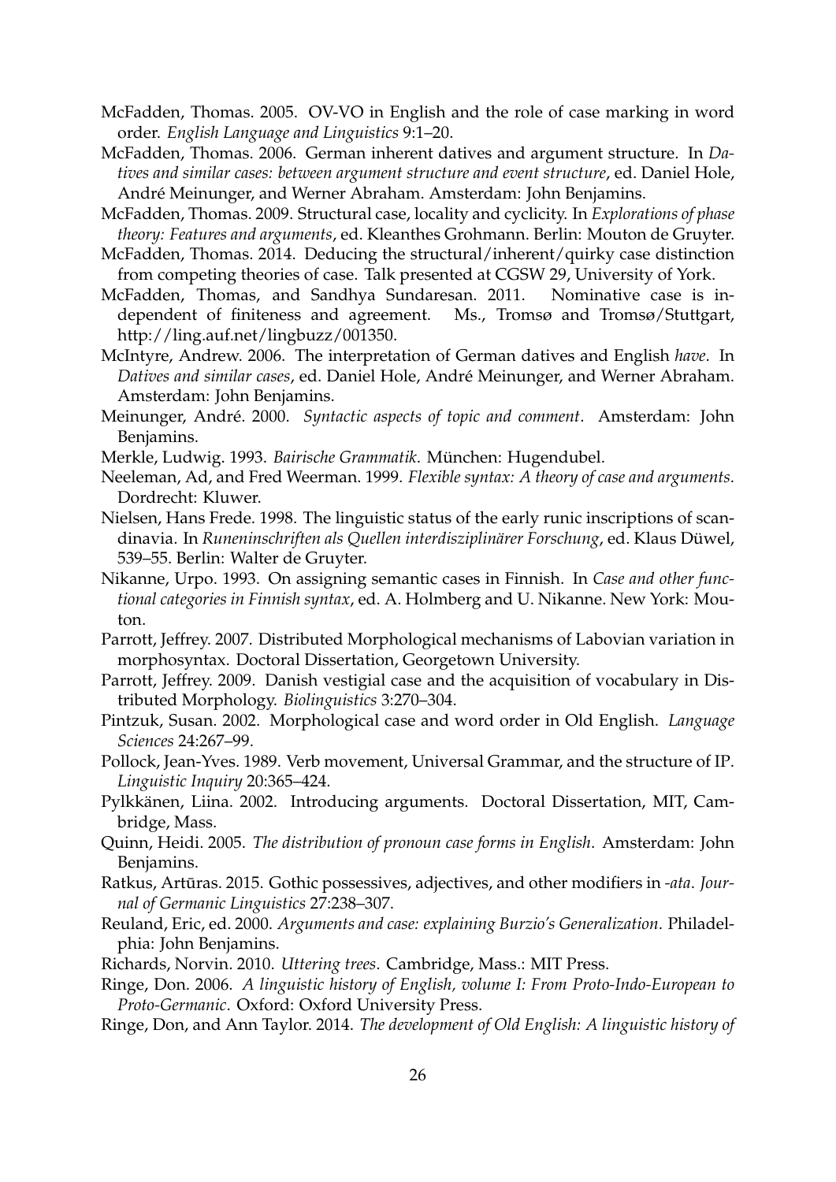McFadden, Thomas. 2005. OV-VO in English and the role of case marking in word order. *English Language and Linguistics* 9:1–20.

McFadden, Thomas. 2006. German inherent datives and argument structure. In *Datives and similar cases: between argument structure and event structure*, ed. Daniel Hole, André Meinunger, and Werner Abraham. Amsterdam: John Benjamins.

McFadden, Thomas. 2009. Structural case, locality and cyclicity. In *Explorations of phase theory: Features and arguments*, ed. Kleanthes Grohmann. Berlin: Mouton de Gruyter.

McFadden, Thomas. 2014. Deducing the structural/inherent/quirky case distinction from competing theories of case. Talk presented at CGSW 29, University of York.

McFadden, Thomas, and Sandhya Sundaresan. 2011. Nominative case is independent of finiteness and agreement. Ms., Tromsø and Tromsø/Stuttgart, http://ling.auf.net/lingbuzz/001350.

McIntyre, Andrew. 2006. The interpretation of German datives and English *have*. In *Datives and similar cases*, ed. Daniel Hole, André Meinunger, and Werner Abraham. Amsterdam: John Benjamins.

Meinunger, André. 2000. *Syntactic aspects of topic and comment*. Amsterdam: John Benjamins.

Merkle, Ludwig. 1993. *Bairische Grammatik*. München: Hugendubel.

Neeleman, Ad, and Fred Weerman. 1999. *Flexible syntax: A theory of case and arguments*. Dordrecht: Kluwer.

Nielsen, Hans Frede. 1998. The linguistic status of the early runic inscriptions of scandinavia. In *Runeninschriften als Quellen interdisziplinärer Forschung*, ed. Klaus Düwel, 539–55. Berlin: Walter de Gruyter.

Nikanne, Urpo. 1993. On assigning semantic cases in Finnish. In *Case and other functional categories in Finnish syntax*, ed. A. Holmberg and U. Nikanne. New York: Mouton.

Parrott, Jeffrey. 2007. Distributed Morphological mechanisms of Labovian variation in morphosyntax. Doctoral Dissertation, Georgetown University.

Parrott, Jeffrey. 2009. Danish vestigial case and the acquisition of vocabulary in Distributed Morphology. *Biolinguistics* 3:270–304.

Pintzuk, Susan. 2002. Morphological case and word order in Old English. *Language Sciences* 24:267–99.

Pollock, Jean-Yves. 1989. Verb movement, Universal Grammar, and the structure of IP. *Linguistic Inquiry* 20:365–424.

Pylkkänen, Liina. 2002. Introducing arguments. Doctoral Dissertation, MIT, Cambridge, Mass.

Quinn, Heidi. 2005. *The distribution of pronoun case forms in English*. Amsterdam: John Benjamins.

Ratkus, Artūras. 2015. Gothic possessives, adjectives, and other modifiers in *-ata*. *Journal of Germanic Linguistics* 27:238–307.

Reuland, Eric, ed. 2000. *Arguments and case: explaining Burzio's Generalization*. Philadelphia: John Benjamins.

Richards, Norvin. 2010. *Uttering trees*. Cambridge, Mass.: MIT Press.

Ringe, Don. 2006. *A linguistic history of English, volume I: From Proto-Indo-European to Proto-Germanic*. Oxford: Oxford University Press.

Ringe, Don, and Ann Taylor. 2014. *The development of Old English: A linguistic history of*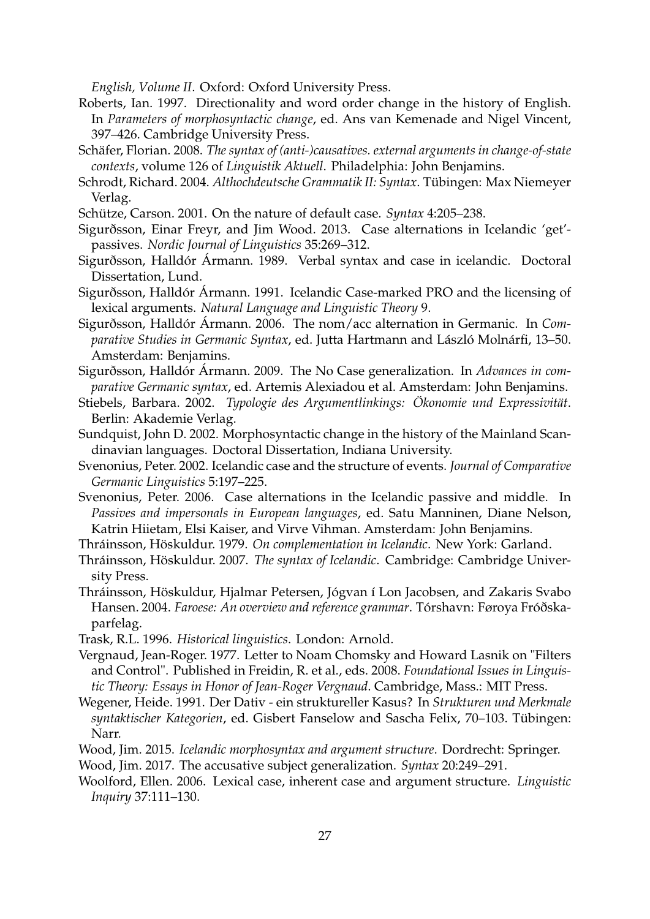*English, Volume II*. Oxford: Oxford University Press.

Roberts, Ian. 1997. Directionality and word order change in the history of English. In *Parameters of morphosyntactic change*, ed. Ans van Kemenade and Nigel Vincent, 397–426. Cambridge University Press.

Schäfer, Florian. 2008. *The syntax of (anti-)causatives. external arguments in change-of-state contexts*, volume 126 of *Linguistik Aktuell*. Philadelphia: John Benjamins.

Schrodt, Richard. 2004. *Althochdeutsche Grammatik II: Syntax*. Tübingen: Max Niemeyer Verlag.

Schütze, Carson. 2001. On the nature of default case. *Syntax* 4:205–238.

Sigurðsson, Einar Freyr, and Jim Wood. 2013. Case alternations in Icelandic 'get'-passives. *Nordic Journal of Linguistics* 35:269–312.

Sigurðsson, Halldór Ármann. 1989. Verbal syntax and case in icelandic. Doctoral Dissertation, Lund.

Sigurðsson, Halldór Ármann. 1991. Icelandic Case-marked PRO and the licensing of lexical arguments. *Natural Language and Linguistic Theory* 9.

Sigurðsson, Halldór Ármann. 2006. The nom/acc alternation in Germanic. In *Comparative Studies in Germanic Syntax*, ed. Jutta Hartmann and László Molnárfi, 13–50. Amsterdam: Benjamins.

Sigurðsson, Halldór Ármann. 2009. The No Case generalization. In *Advances in comparative Germanic syntax*, ed. Artemis Alexiadou et al. Amsterdam: John Benjamins.

Stiebels, Barbara. 2002. *Typologie des Argumentlinkings: Ökonomie und Expressivität*. Berlin: Akademie Verlag.

Sundquist, John D. 2002. Morphosyntactic change in the history of the Mainland Scandinavian languages. Doctoral Dissertation, Indiana University.

Svenonius, Peter. 2002. Icelandic case and the structure of events. *Journal of Comparative Germanic Linguistics* 5:197–225.

Svenonius, Peter. 2006. Case alternations in the Icelandic passive and middle. In *Passives and impersonals in European languages*, ed. Satu Manninen, Diane Nelson, Katrin Hiietam, Elsi Kaiser, and Virve Vihman. Amsterdam: John Benjamins.

Thráinsson, Höskuldur. 1979. *On complementation in Icelandic*. New York: Garland.

Thráinsson, Höskuldur. 2007. *The syntax of Icelandic*. Cambridge: Cambridge University Press.

Thráinsson, Höskuldur, Hjalmar Petersen, Jógvan í Lon Jacobsen, and Zakaris Svabo Hansen. 2004. *Faroese: An overview and reference grammar*. Tórshavn: Føroya Fróðskaparfelag.

Trask, R.L. 1996. *Historical linguistics*. London: Arnold.

Vergnaud, Jean-Roger. 1977. Letter to Noam Chomsky and Howard Lasnik on "Filters and Control". Published in Freidin, R. et al., eds. 2008. *Foundational Issues in Linguistic Theory: Essays in Honor of Jean-Roger Vergnaud*. Cambridge, Mass.: MIT Press.

Wegener, Heide. 1991. Der Dativ - ein struktureller Kasus? In *Strukturen und Merkmale syntaktischer Kategorien*, ed. Gisbert Fanselow and Sascha Felix, 70–103. Tübingen: Narr.

Wood, Jim. 2015. *Icelandic morphosyntax and argument structure*. Dordrecht: Springer.

Wood, Jim. 2017. The accusative subject generalization. *Syntax* 20:249–291.

Woolford, Ellen. 2006. Lexical case, inherent case and argument structure. *Linguistic Inquiry* 37:111–130.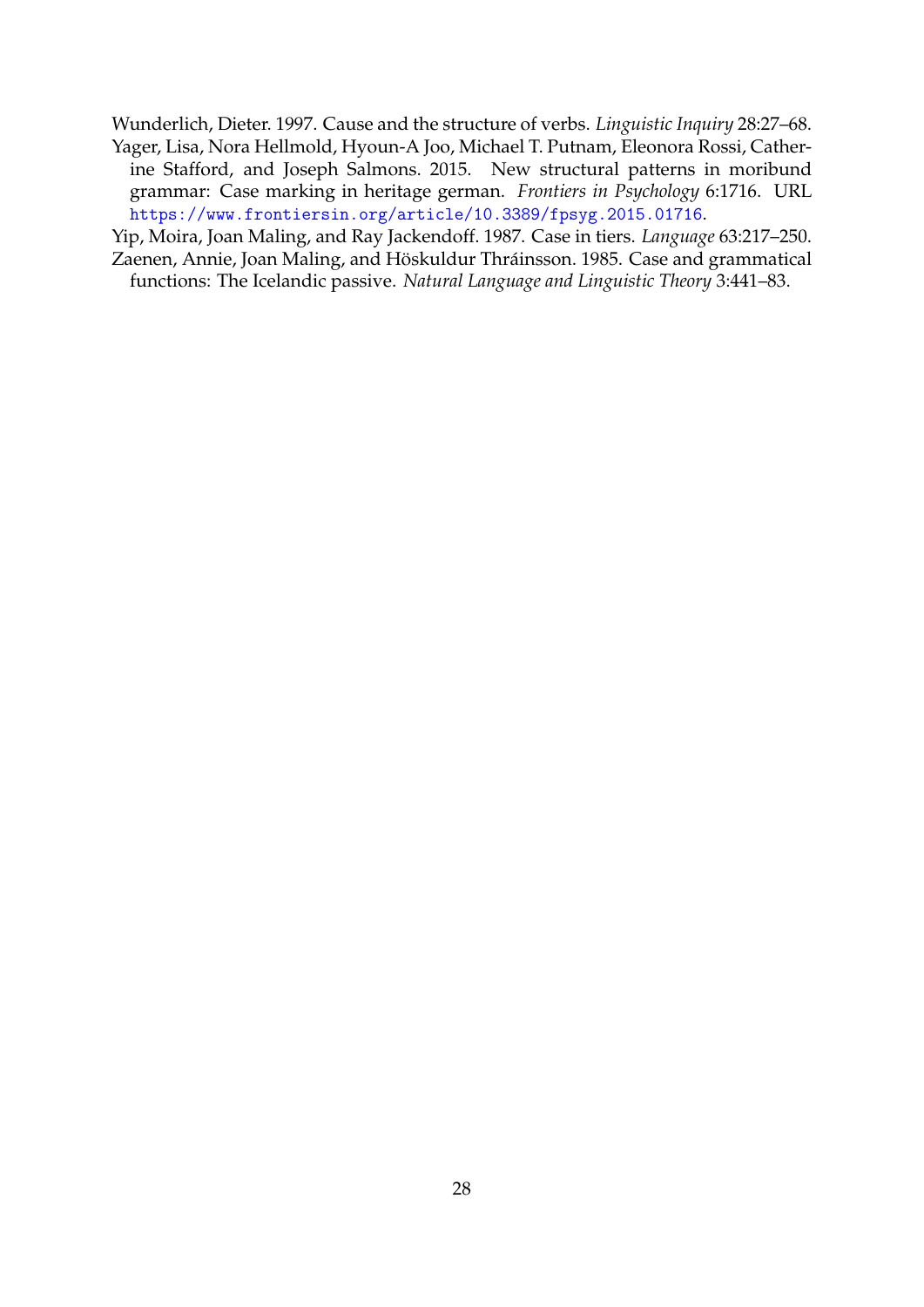Wunderlich, Dieter. 1997. Cause and the structure of verbs. *Linguistic Inquiry* 28:27–68.

Yager, Lisa, Nora Hellmold, Hyoun-A Joo, Michael T. Putnam, Eleonora Rossi, Catherine Stafford, and Joseph Salmons. 2015. New structural patterns in moribund grammar: Case marking in heritage german. *Frontiers in Psychology* 6:1716. URL https://www.frontiersin.org/article/10.3389/fpsyg.2015.01716.

Yip, Moira, Joan Maling, and Ray Jackendoff. 1987. Case in tiers. *Language* 63:217–250.

Zaenen, Annie, Joan Maling, and Höskuldur Thráinsson. 1985. Case and grammatical functions: The Icelandic passive. *Natural Language and Linguistic Theory* 3:441–83.